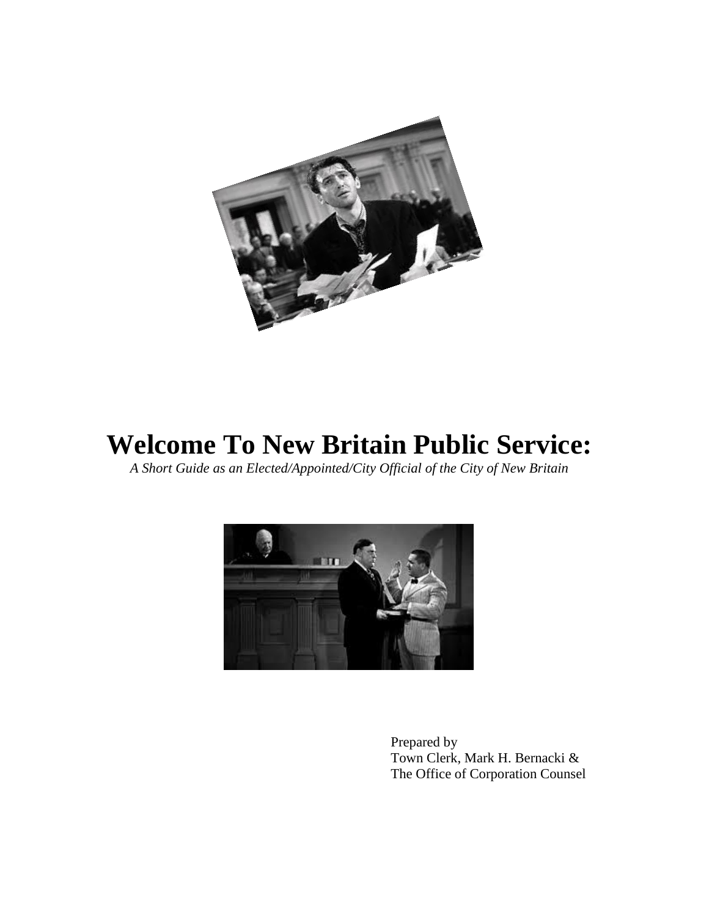# Welcome To New Britain Public Service:

*A Short Guide as an Elected/Appointed/City Official of the City of New Britain*

Prepared by
Town Clerk, Mark H. Bernacki &
The Office of Corporation Counsel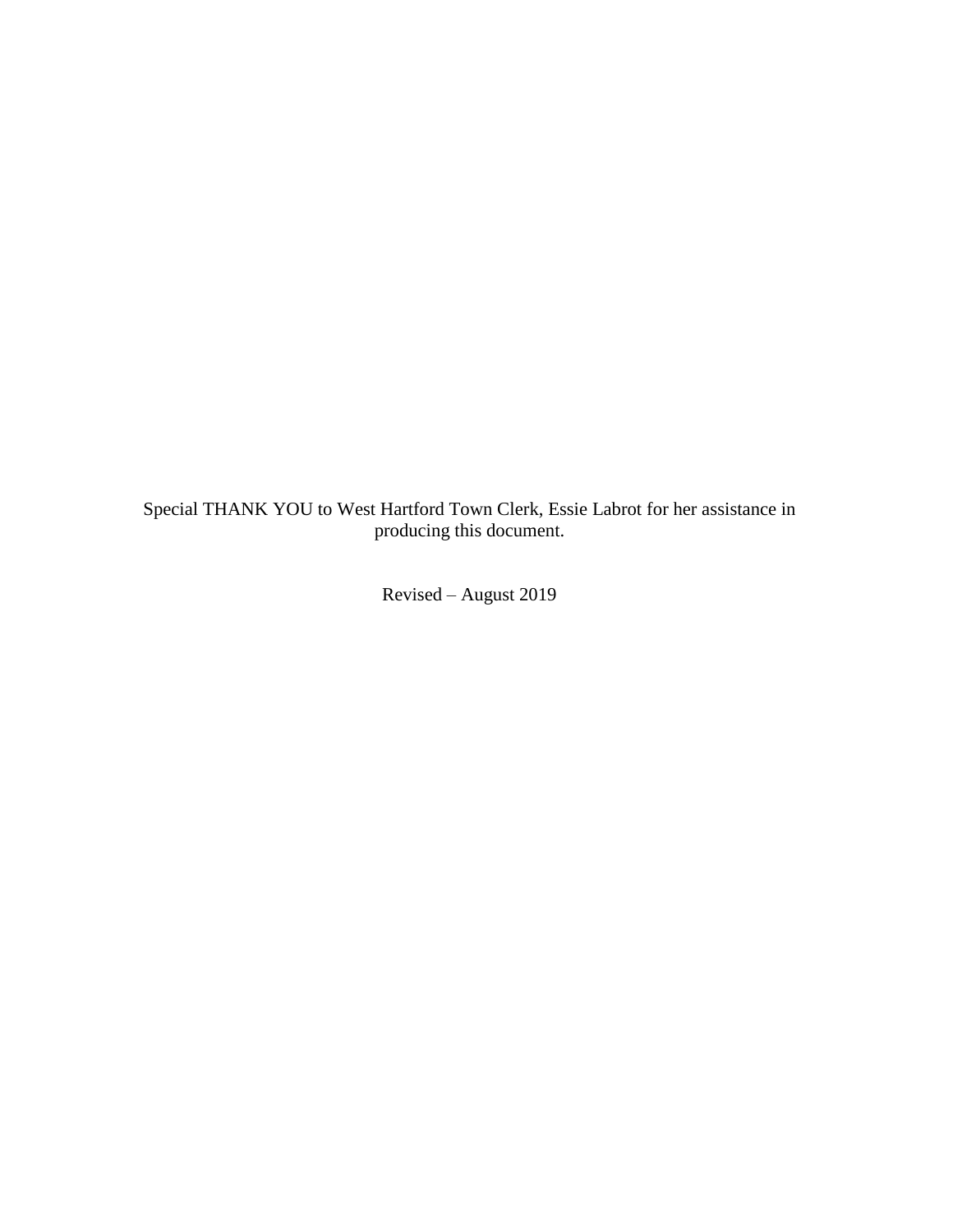Special THANK YOU to West Hartford Town Clerk, Essie Labrot for her assistance in producing this document.

Revised – August 2019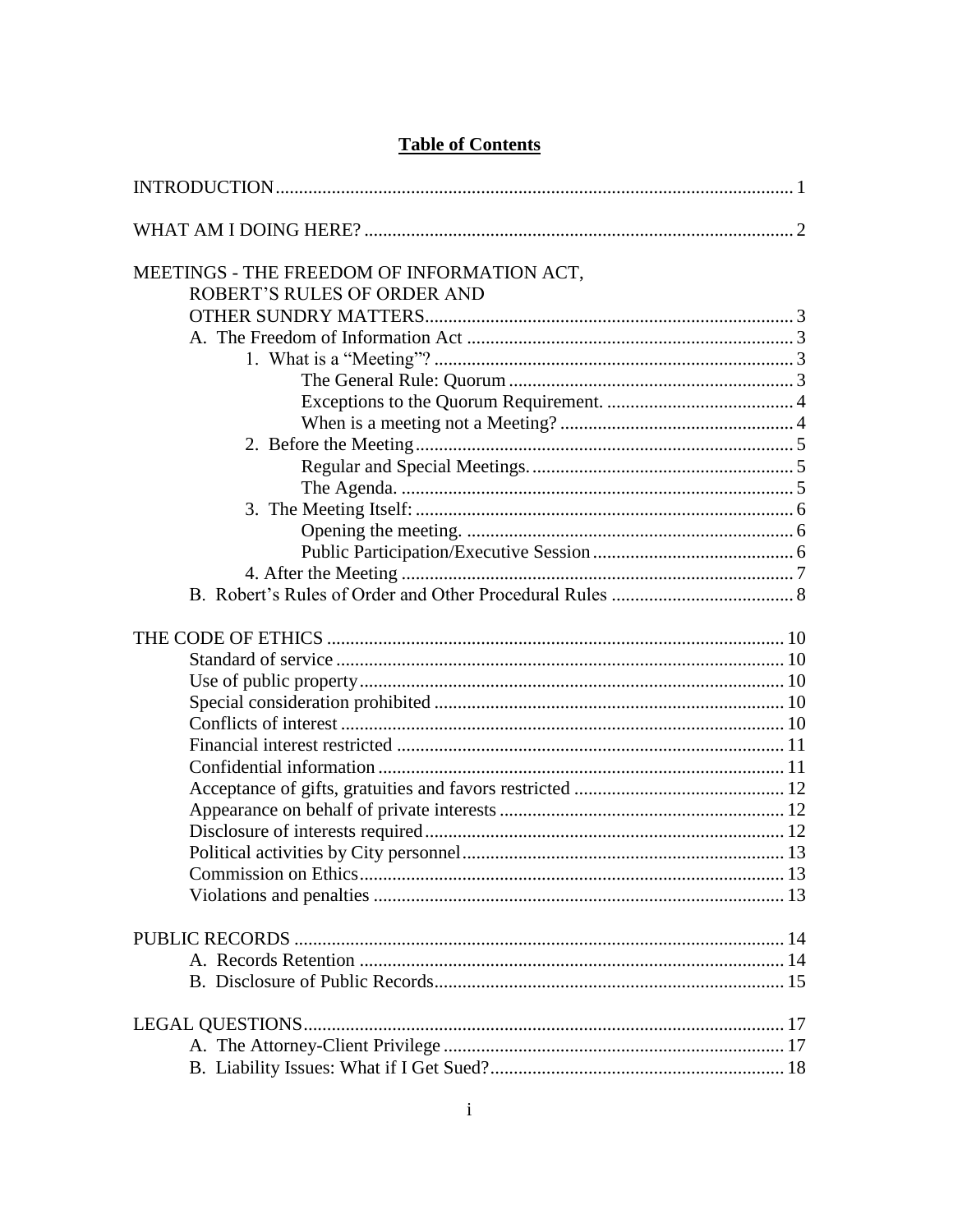# Table of Contents

INTRODUCTION .............................................................. 1

WHAT AM I DOING HERE? .............................................................. 2

MEETINGS - THE FREEDOM OF INFORMATION ACT, ROBERT'S RULES OF ORDER AND OTHER SUNDRY MATTERS .............................................................. 3

- A. The Freedom of Information Act .............................................................. 3
  - 1. What is a "Meeting"? .............................................................. 3
    - The General Rule: Quorum .............................................................. 3
    - Exceptions to the Quorum Requirement. .............................................................. 4
    - When is a meeting not a Meeting? .............................................................. 4
  - 2. Before the Meeting .............................................................. 5
    - Regular and Special Meetings. .............................................................. 5
    - The Agenda. .............................................................. 5
  - 3. The Meeting Itself: .............................................................. 6
    - Opening the meeting. .............................................................. 6
    - Public Participation/Executive Session .............................................................. 6
  - 4. After the Meeting .............................................................. 7
- B. Robert's Rules of Order and Other Procedural Rules .............................................................. 8

THE CODE OF ETHICS .............................................................. 10

- Standard of service .............................................................. 10
- Use of public property .............................................................. 10
- Special consideration prohibited .............................................................. 10
- Conflicts of interest .............................................................. 10
- Financial interest restricted .............................................................. 11
- Confidential information .............................................................. 11
- Acceptance of gifts, gratuities and favors restricted .............................................................. 12
- Appearance on behalf of private interests .............................................................. 12
- Disclosure of interests required .............................................................. 12
- Political activities by City personnel .............................................................. 13
- Commission on Ethics .............................................................. 13
- Violations and penalties .............................................................. 13

PUBLIC RECORDS .............................................................. 14

- A. Records Retention .............................................................. 14
- B. Disclosure of Public Records .............................................................. 15

LEGAL QUESTIONS .............................................................. 17

- A. The Attorney-Client Privilege .............................................................. 17
- B. Liability Issues: What if I Get Sued? .............................................................. 18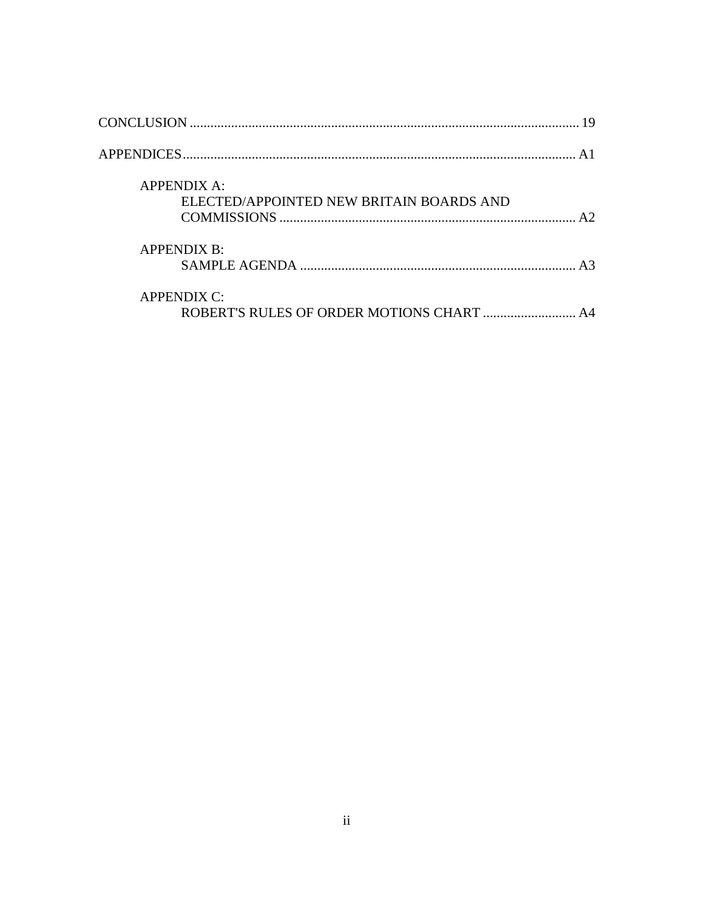CONCLUSION ........................................................................................................ 19

APPENDICES........................................................................................................ A1

APPENDIX A:
ELECTED/APPOINTED NEW BRITAIN BOARDS AND COMMISSIONS ........................................................................................ A2

APPENDIX B:
SAMPLE AGENDA ................................................................................ A3

APPENDIX C:
ROBERT'S RULES OF ORDER MOTIONS CHART ........................... A4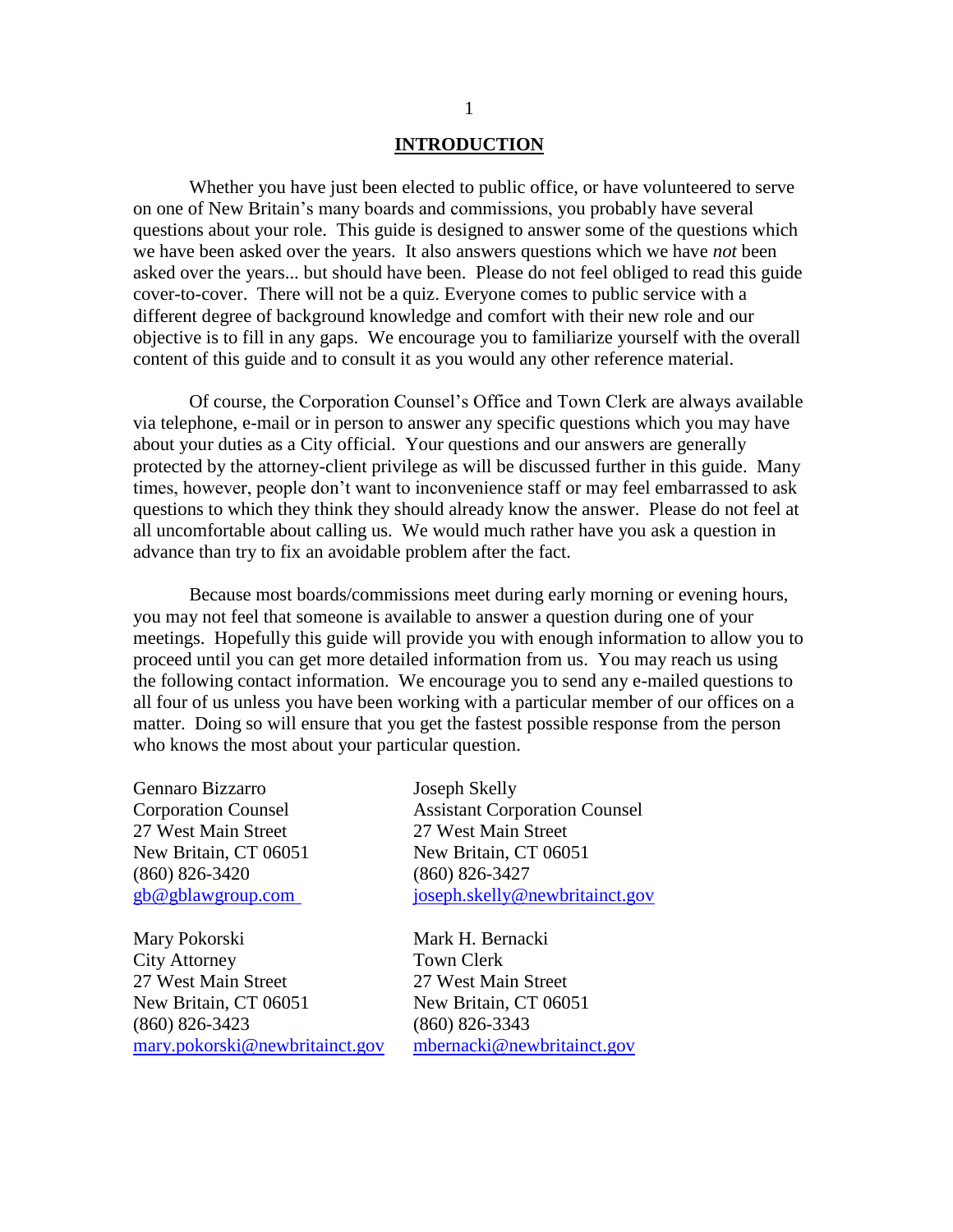# INTRODUCTION

Whether you have just been elected to public office, or have volunteered to serve on one of New Britain's many boards and commissions, you probably have several questions about your role. This guide is designed to answer some of the questions which we have been asked over the years. It also answers questions which we have *not* been asked over the years... but should have been. Please do not feel obliged to read this guide cover-to-cover. There will not be a quiz. Everyone comes to public service with a different degree of background knowledge and comfort with their new role and our objective is to fill in any gaps. We encourage you to familiarize yourself with the overall content of this guide and to consult it as you would any other reference material.

Of course, the Corporation Counsel's Office and Town Clerk are always available via telephone, e-mail or in person to answer any specific questions which you may have about your duties as a City official. Your questions and our answers are generally protected by the attorney-client privilege as will be discussed further in this guide. Many times, however, people don't want to inconvenience staff or may feel embarrassed to ask questions to which they think they should already know the answer. Please do not feel at all uncomfortable about calling us. We would much rather have you ask a question in advance than try to fix an avoidable problem after the fact.

Because most boards/commissions meet during early morning or evening hours, you may not feel that someone is available to answer a question during one of your meetings. Hopefully this guide will provide you with enough information to allow you to proceed until you can get more detailed information from us. You may reach us using the following contact information. We encourage you to send any e-mailed questions to all four of us unless you have been working with a particular member of our offices on a matter. Doing so will ensure that you get the fastest possible response from the person who knows the most about your particular question.

Gennaro Bizzarro
Corporation Counsel
27 West Main Street
New Britain, CT 06051
(860) 826-3420
gb@gblawgroup.com

Joseph Skelly
Assistant Corporation Counsel
27 West Main Street
New Britain, CT 06051
(860) 826-3427
joseph.skelly@newbritainct.gov

Mary Pokorski
City Attorney
27 West Main Street
New Britain, CT 06051
(860) 826-3423
mary.pokorski@newbritainct.gov

Mark H. Bernacki
Town Clerk
27 West Main Street
New Britain, CT 06051
(860) 826-3343
mbernacki@newbritainct.gov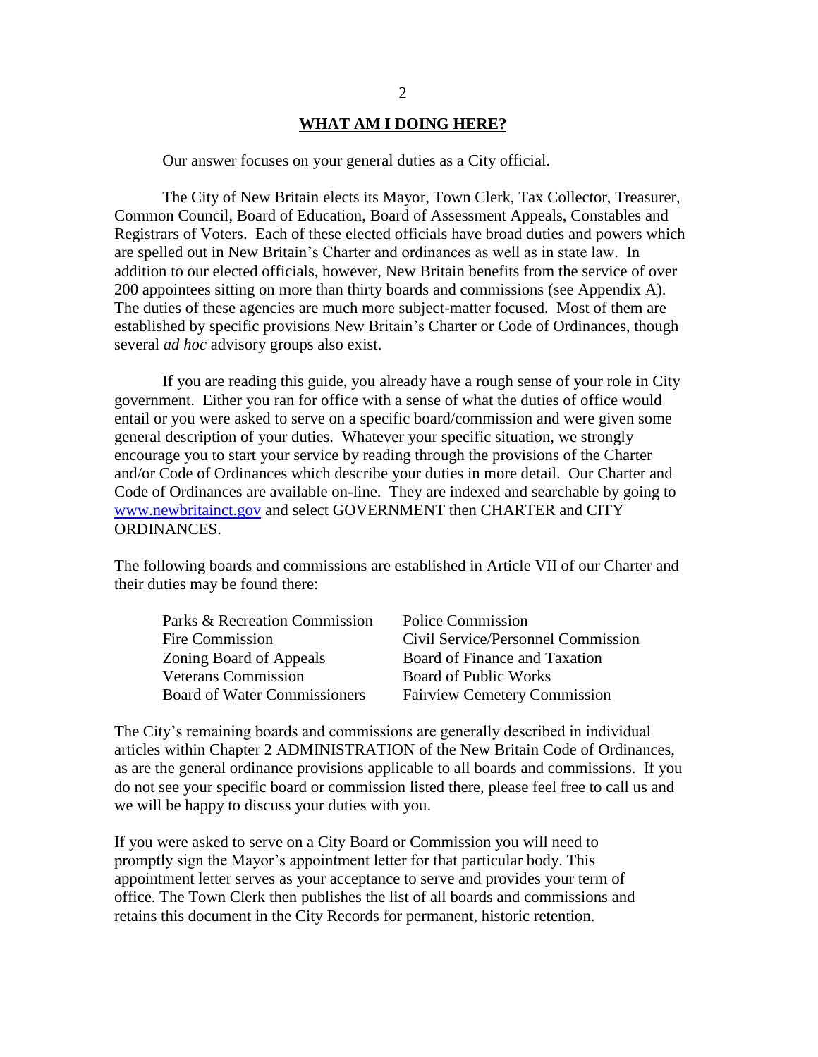## WHAT AM I DOING HERE?

Our answer focuses on your general duties as a City official.

The City of New Britain elects its Mayor, Town Clerk, Tax Collector, Treasurer, Common Council, Board of Education, Board of Assessment Appeals, Constables and Registrars of Voters. Each of these elected officials have broad duties and powers which are spelled out in New Britain's Charter and ordinances as well as in state law. In addition to our elected officials, however, New Britain benefits from the service of over 200 appointees sitting on more than thirty boards and commissions (see Appendix A). The duties of these agencies are much more subject-matter focused. Most of them are established by specific provisions New Britain's Charter or Code of Ordinances, though several *ad hoc* advisory groups also exist.

If you are reading this guide, you already have a rough sense of your role in City government. Either you ran for office with a sense of what the duties of office would entail or you were asked to serve on a specific board/commission and were given some general description of your duties. Whatever your specific situation, we strongly encourage you to start your service by reading through the provisions of the Charter and/or Code of Ordinances which describe your duties in more detail. Our Charter and Code of Ordinances are available on-line. They are indexed and searchable by going to [www.newbritainct.gov](http://www.newbritainct.gov) and select GOVERNMENT then CHARTER and CITY ORDINANCES.

The following boards and commissions are established in Article VII of our Charter and their duties may be found there:

- Parks & Recreation Commission
- Fire Commission
- Zoning Board of Appeals
- Veterans Commission
- Board of Water Commissioners
- Police Commission
- Civil Service/Personnel Commission
- Board of Finance and Taxation
- Board of Public Works
- Fairview Cemetery Commission

The City's remaining boards and commissions are generally described in individual articles within Chapter 2 ADMINISTRATION of the New Britain Code of Ordinances, as are the general ordinance provisions applicable to all boards and commissions. If you do not see your specific board or commission listed there, please feel free to call us and we will be happy to discuss your duties with you.

If you were asked to serve on a City Board or Commission you will need to promptly sign the Mayor's appointment letter for that particular body. This appointment letter serves as your acceptance to serve and provides your term of office. The Town Clerk then publishes the list of all boards and commissions and retains this document in the City Records for permanent, historic retention.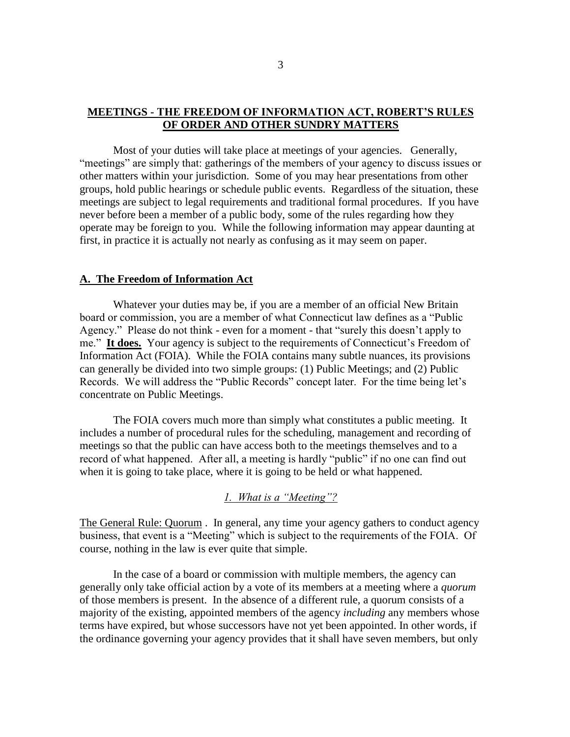## MEETINGS - THE FREEDOM OF INFORMATION ACT, ROBERT'S RULES OF ORDER AND OTHER SUNDRY MATTERS

Most of your duties will take place at meetings of your agencies. Generally, "meetings" are simply that: gatherings of the members of your agency to discuss issues or other matters within your jurisdiction. Some of you may hear presentations from other groups, hold public hearings or schedule public events. Regardless of the situation, these meetings are subject to legal requirements and traditional formal procedures. If you have never before been a member of a public body, some of the rules regarding how they operate may be foreign to you. While the following information may appear daunting at first, in practice it is actually not nearly as confusing as it may seem on paper.

### A. The Freedom of Information Act

Whatever your duties may be, if you are a member of an official New Britain board or commission, you are a member of what Connecticut law defines as a "Public Agency." Please do not think - even for a moment - that "surely this doesn't apply to me." **It does.** Your agency is subject to the requirements of Connecticut's Freedom of Information Act (FOIA). While the FOIA contains many subtle nuances, its provisions can generally be divided into two simple groups: (1) Public Meetings; and (2) Public Records. We will address the "Public Records" concept later. For the time being let's concentrate on Public Meetings.

The FOIA covers much more than simply what constitutes a public meeting. It includes a number of procedural rules for the scheduling, management and recording of meetings so that the public can have access both to the meetings themselves and to a record of what happened. After all, a meeting is hardly "public" if no one can find out when it is going to take place, where it is going to be held or what happened.

#### *1. What is a "Meeting"?*

The General Rule: Quorum . In general, any time your agency gathers to conduct agency business, that event is a "Meeting" which is subject to the requirements of the FOIA. Of course, nothing in the law is ever quite that simple.

In the case of a board or commission with multiple members, the agency can generally only take official action by a vote of its members at a meeting where a *quorum* of those members is present. In the absence of a different rule, a quorum consists of a majority of the existing, appointed members of the agency *including* any members whose terms have expired, but whose successors have not yet been appointed. In other words, if the ordinance governing your agency provides that it shall have seven members, but only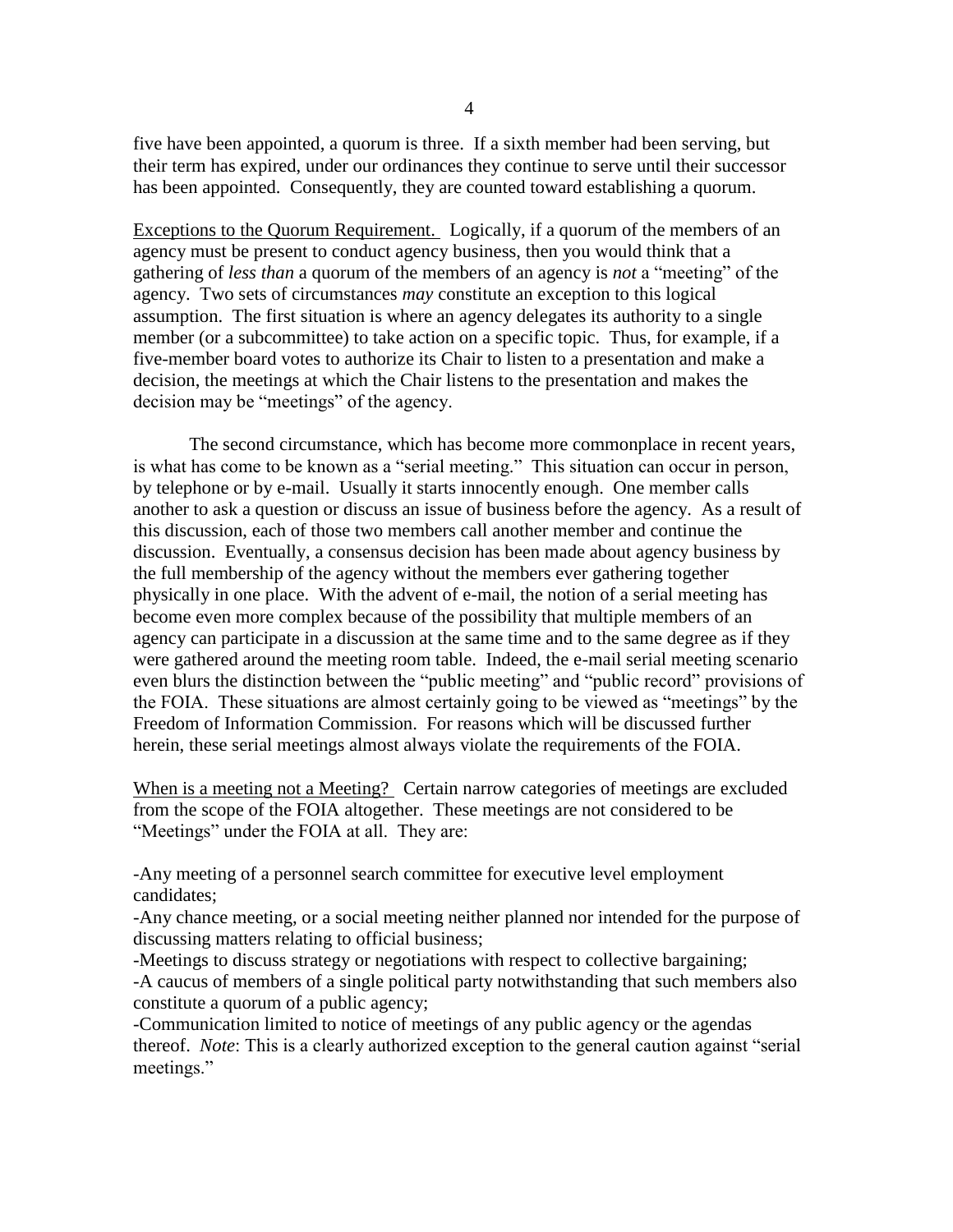five have been appointed, a quorum is three. If a sixth member had been serving, but their term has expired, under our ordinances they continue to serve until their successor has been appointed. Consequently, they are counted toward establishing a quorum.

Exceptions to the Quorum Requirement. Logically, if a quorum of the members of an agency must be present to conduct agency business, then you would think that a gathering of *less than* a quorum of the members of an agency is *not* a "meeting" of the agency. Two sets of circumstances *may* constitute an exception to this logical assumption. The first situation is where an agency delegates its authority to a single member (or a subcommittee) to take action on a specific topic. Thus, for example, if a five-member board votes to authorize its Chair to listen to a presentation and make a decision, the meetings at which the Chair listens to the presentation and makes the decision may be "meetings" of the agency.

The second circumstance, which has become more commonplace in recent years, is what has come to be known as a "serial meeting." This situation can occur in person, by telephone or by e-mail. Usually it starts innocently enough. One member calls another to ask a question or discuss an issue of business before the agency. As a result of this discussion, each of those two members call another member and continue the discussion. Eventually, a consensus decision has been made about agency business by the full membership of the agency without the members ever gathering together physically in one place. With the advent of e-mail, the notion of a serial meeting has become even more complex because of the possibility that multiple members of an agency can participate in a discussion at the same time and to the same degree as if they were gathered around the meeting room table. Indeed, the e-mail serial meeting scenario even blurs the distinction between the "public meeting" and "public record" provisions of the FOIA. These situations are almost certainly going to be viewed as "meetings" by the Freedom of Information Commission. For reasons which will be discussed further herein, these serial meetings almost always violate the requirements of the FOIA.

When is a meeting not a Meeting? Certain narrow categories of meetings are excluded from the scope of the FOIA altogether. These meetings are not considered to be "Meetings" under the FOIA at all. They are:

-Any meeting of a personnel search committee for executive level employment candidates;

-Any chance meeting, or a social meeting neither planned nor intended for the purpose of discussing matters relating to official business;

-Meetings to discuss strategy or negotiations with respect to collective bargaining;

-A caucus of members of a single political party notwithstanding that such members also constitute a quorum of a public agency;

-Communication limited to notice of meetings of any public agency or the agendas thereof. *Note*: This is a clearly authorized exception to the general caution against "serial meetings."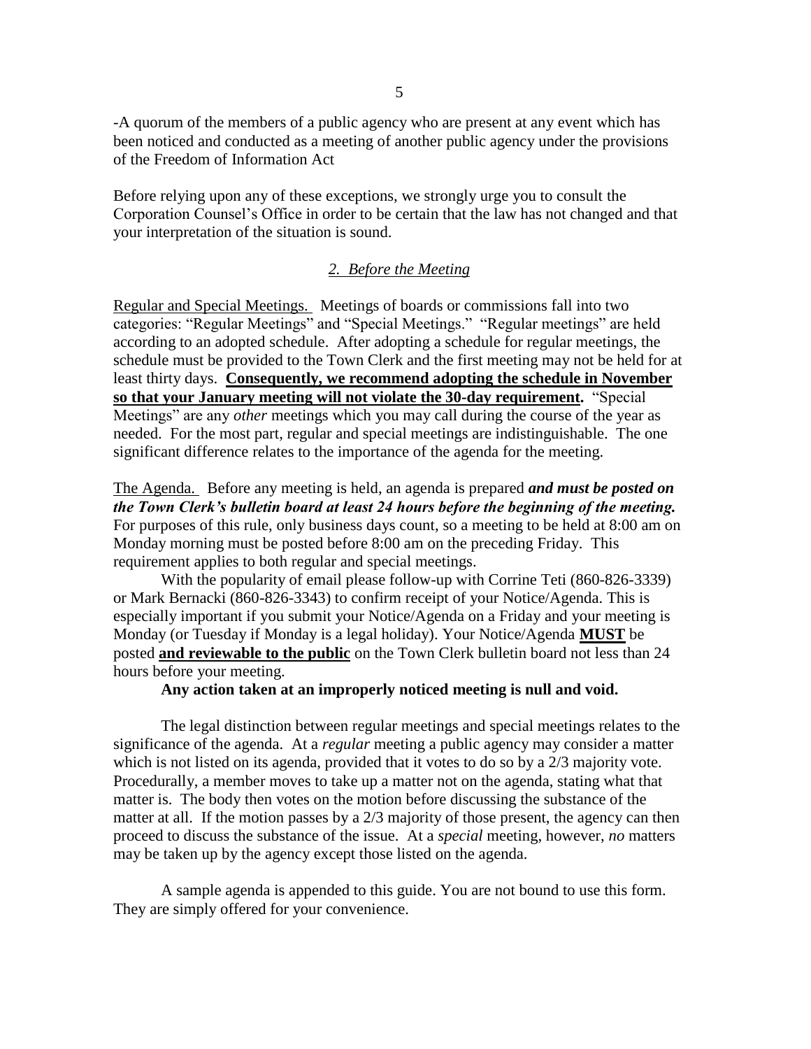-A quorum of the members of a public agency who are present at any event which has been noticed and conducted as a meeting of another public agency under the provisions of the Freedom of Information Act

Before relying upon any of these exceptions, we strongly urge you to consult the Corporation Counsel's Office in order to be certain that the law has not changed and that your interpretation of the situation is sound.

### *2. Before the Meeting*

Regular and Special Meetings. Meetings of boards or commissions fall into two categories: "Regular Meetings" and "Special Meetings." "Regular meetings" are held according to an adopted schedule. After adopting a schedule for regular meetings, the schedule must be provided to the Town Clerk and the first meeting may not be held for at least thirty days. **Consequently, we recommend adopting the schedule in November so that your January meeting will not violate the 30-day requirement.** "Special Meetings" are any *other* meetings which you may call during the course of the year as needed. For the most part, regular and special meetings are indistinguishable. The one significant difference relates to the importance of the agenda for the meeting.

The Agenda. Before any meeting is held, an agenda is prepared ***and must be posted on the Town Clerk's bulletin board at least 24 hours before the beginning of the meeting.*** For purposes of this rule, only business days count, so a meeting to be held at 8:00 am on Monday morning must be posted before 8:00 am on the preceding Friday. This requirement applies to both regular and special meetings.

With the popularity of email please follow-up with Corrine Teti (860-826-3339) or Mark Bernacki (860-826-3343) to confirm receipt of your Notice/Agenda. This is especially important if you submit your Notice/Agenda on a Friday and your meeting is Monday (or Tuesday if Monday is a legal holiday). Your Notice/Agenda **MUST** be posted **and reviewable to the public** on the Town Clerk bulletin board not less than 24 hours before your meeting.

**Any action taken at an improperly noticed meeting is null and void.**

The legal distinction between regular meetings and special meetings relates to the significance of the agenda. At a *regular* meeting a public agency may consider a matter which is not listed on its agenda, provided that it votes to do so by a 2/3 majority vote. Procedurally, a member moves to take up a matter not on the agenda, stating what that matter is. The body then votes on the motion before discussing the substance of the matter at all. If the motion passes by a 2/3 majority of those present, the agency can then proceed to discuss the substance of the issue. At a *special* meeting, however, *no* matters may be taken up by the agency except those listed on the agenda.

A sample agenda is appended to this guide. You are not bound to use this form. They are simply offered for your convenience.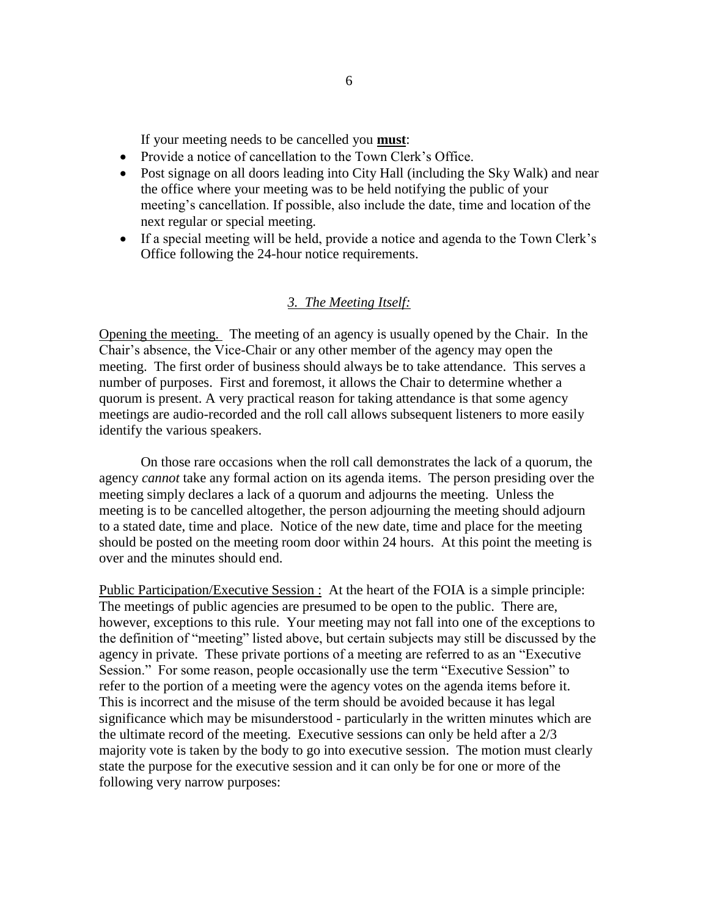If your meeting needs to be cancelled you **must**:

- Provide a notice of cancellation to the Town Clerk's Office.
- Post signage on all doors leading into City Hall (including the Sky Walk) and near the office where your meeting was to be held notifying the public of your meeting's cancellation. If possible, also include the date, time and location of the next regular or special meeting.
- If a special meeting will be held, provide a notice and agenda to the Town Clerk's Office following the 24-hour notice requirements.

### *3. The Meeting Itself:*

Opening the meeting. The meeting of an agency is usually opened by the Chair. In the Chair's absence, the Vice-Chair or any other member of the agency may open the meeting. The first order of business should always be to take attendance. This serves a number of purposes. First and foremost, it allows the Chair to determine whether a quorum is present. A very practical reason for taking attendance is that some agency meetings are audio-recorded and the roll call allows subsequent listeners to more easily identify the various speakers.

On those rare occasions when the roll call demonstrates the lack of a quorum, the agency *cannot* take any formal action on its agenda items. The person presiding over the meeting simply declares a lack of a quorum and adjourns the meeting. Unless the meeting is to be cancelled altogether, the person adjourning the meeting should adjourn to a stated date, time and place. Notice of the new date, time and place for the meeting should be posted on the meeting room door within 24 hours. At this point the meeting is over and the minutes should end.

Public Participation/Executive Session : At the heart of the FOIA is a simple principle: The meetings of public agencies are presumed to be open to the public. There are, however, exceptions to this rule. Your meeting may not fall into one of the exceptions to the definition of "meeting" listed above, but certain subjects may still be discussed by the agency in private. These private portions of a meeting are referred to as an "Executive Session." For some reason, people occasionally use the term "Executive Session" to refer to the portion of a meeting were the agency votes on the agenda items before it. This is incorrect and the misuse of the term should be avoided because it has legal significance which may be misunderstood - particularly in the written minutes which are the ultimate record of the meeting. Executive sessions can only be held after a 2/3 majority vote is taken by the body to go into executive session. The motion must clearly state the purpose for the executive session and it can only be for one or more of the following very narrow purposes: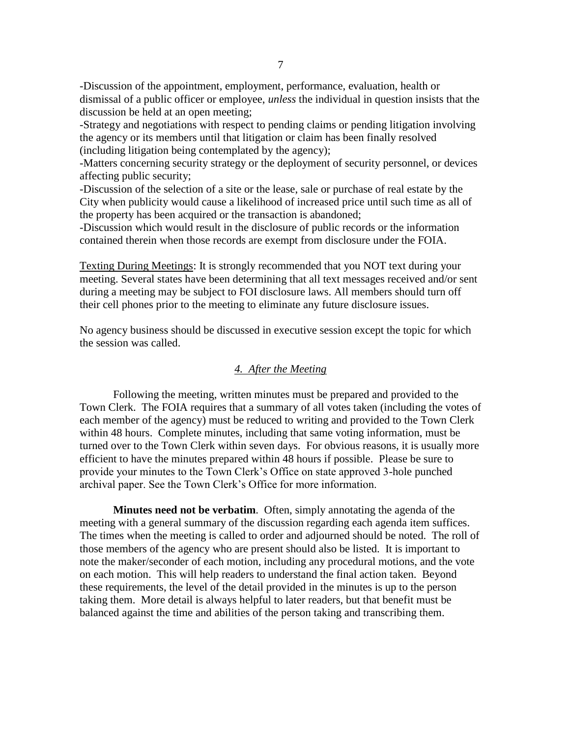-Discussion of the appointment, employment, performance, evaluation, health or dismissal of a public officer or employee, *unless* the individual in question insists that the discussion be held at an open meeting;
-Strategy and negotiations with respect to pending claims or pending litigation involving the agency or its members until that litigation or claim has been finally resolved (including litigation being contemplated by the agency);
-Matters concerning security strategy or the deployment of security personnel, or devices affecting public security;
-Discussion of the selection of a site or the lease, sale or purchase of real estate by the City when publicity would cause a likelihood of increased price until such time as all of the property has been acquired or the transaction is abandoned;
-Discussion which would result in the disclosure of public records or the information contained therein when those records are exempt from disclosure under the FOIA.

<u>Texting During Meetings</u>: It is strongly recommended that you NOT text during your meeting. Several states have been determining that all text messages received and/or sent during a meeting may be subject to FOI disclosure laws. All members should turn off their cell phones prior to the meeting to eliminate any future disclosure issues.

No agency business should be discussed in executive session except the topic for which the session was called.

### *4. After the Meeting*

Following the meeting, written minutes must be prepared and provided to the Town Clerk. The FOIA requires that a summary of all votes taken (including the votes of each member of the agency) must be reduced to writing and provided to the Town Clerk within 48 hours. Complete minutes, including that same voting information, must be turned over to the Town Clerk within seven days. For obvious reasons, it is usually more efficient to have the minutes prepared within 48 hours if possible. Please be sure to provide your minutes to the Town Clerk's Office on state approved 3-hole punched archival paper. See the Town Clerk's Office for more information.

**Minutes need not be verbatim**. Often, simply annotating the agenda of the meeting with a general summary of the discussion regarding each agenda item suffices. The times when the meeting is called to order and adjourned should be noted. The roll of those members of the agency who are present should also be listed. It is important to note the maker/seconder of each motion, including any procedural motions, and the vote on each motion. This will help readers to understand the final action taken. Beyond these requirements, the level of the detail provided in the minutes is up to the person taking them. More detail is always helpful to later readers, but that benefit must be balanced against the time and abilities of the person taking and transcribing them.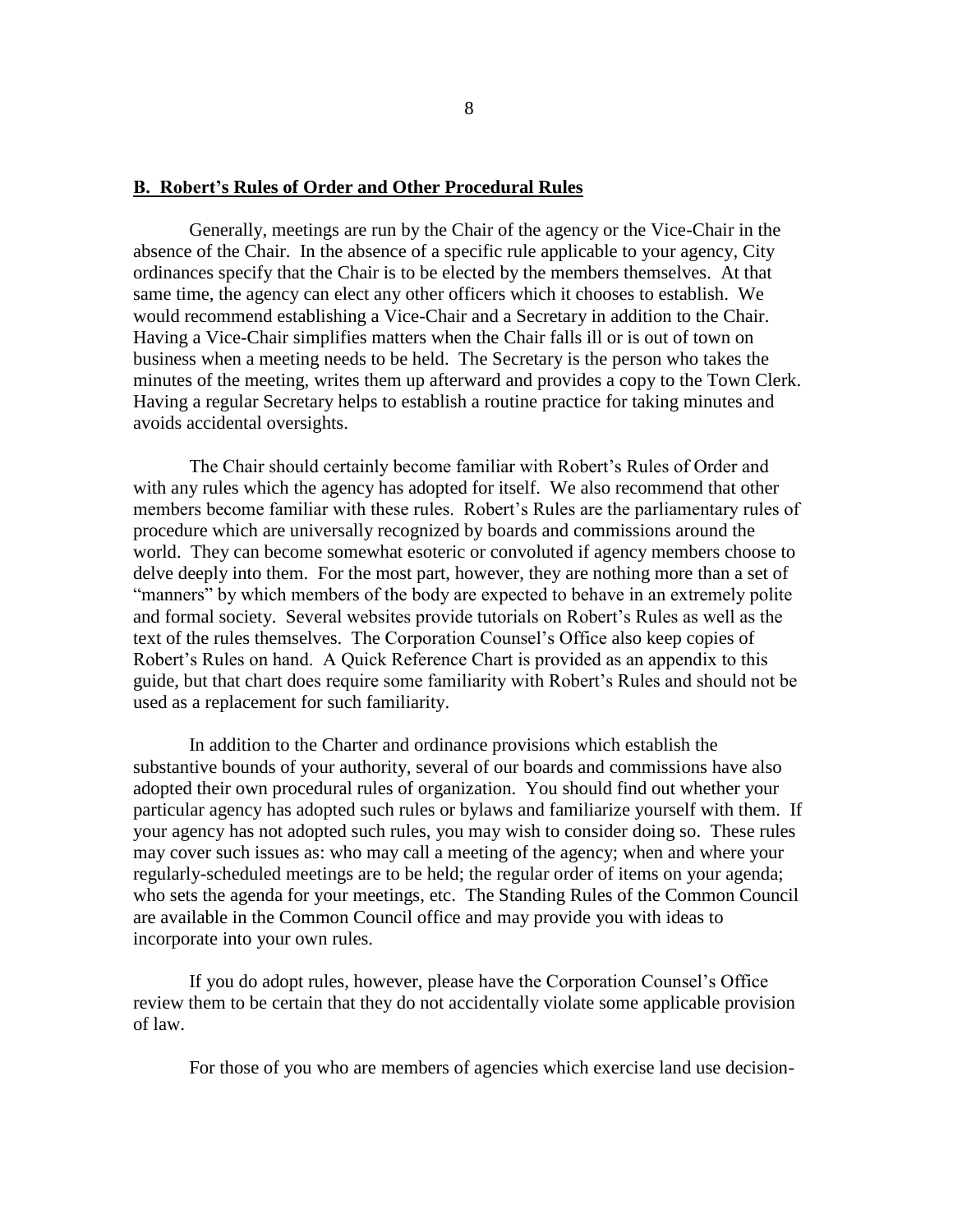## B. Robert's Rules of Order and Other Procedural Rules

Generally, meetings are run by the Chair of the agency or the Vice-Chair in the absence of the Chair. In the absence of a specific rule applicable to your agency, City ordinances specify that the Chair is to be elected by the members themselves. At that same time, the agency can elect any other officers which it chooses to establish. We would recommend establishing a Vice-Chair and a Secretary in addition to the Chair. Having a Vice-Chair simplifies matters when the Chair falls ill or is out of town on business when a meeting needs to be held. The Secretary is the person who takes the minutes of the meeting, writes them up afterward and provides a copy to the Town Clerk. Having a regular Secretary helps to establish a routine practice for taking minutes and avoids accidental oversights.

The Chair should certainly become familiar with Robert's Rules of Order and with any rules which the agency has adopted for itself. We also recommend that other members become familiar with these rules. Robert's Rules are the parliamentary rules of procedure which are universally recognized by boards and commissions around the world. They can become somewhat esoteric or convoluted if agency members choose to delve deeply into them. For the most part, however, they are nothing more than a set of "manners" by which members of the body are expected to behave in an extremely polite and formal society. Several websites provide tutorials on Robert's Rules as well as the text of the rules themselves. The Corporation Counsel's Office also keep copies of Robert's Rules on hand. A Quick Reference Chart is provided as an appendix to this guide, but that chart does require some familiarity with Robert's Rules and should not be used as a replacement for such familiarity.

In addition to the Charter and ordinance provisions which establish the substantive bounds of your authority, several of our boards and commissions have also adopted their own procedural rules of organization. You should find out whether your particular agency has adopted such rules or bylaws and familiarize yourself with them. If your agency has not adopted such rules, you may wish to consider doing so. These rules may cover such issues as: who may call a meeting of the agency; when and where your regularly-scheduled meetings are to be held; the regular order of items on your agenda; who sets the agenda for your meetings, etc. The Standing Rules of the Common Council are available in the Common Council office and may provide you with ideas to incorporate into your own rules.

If you do adopt rules, however, please have the Corporation Counsel's Office review them to be certain that they do not accidentally violate some applicable provision of law.

For those of you who are members of agencies which exercise land use decision-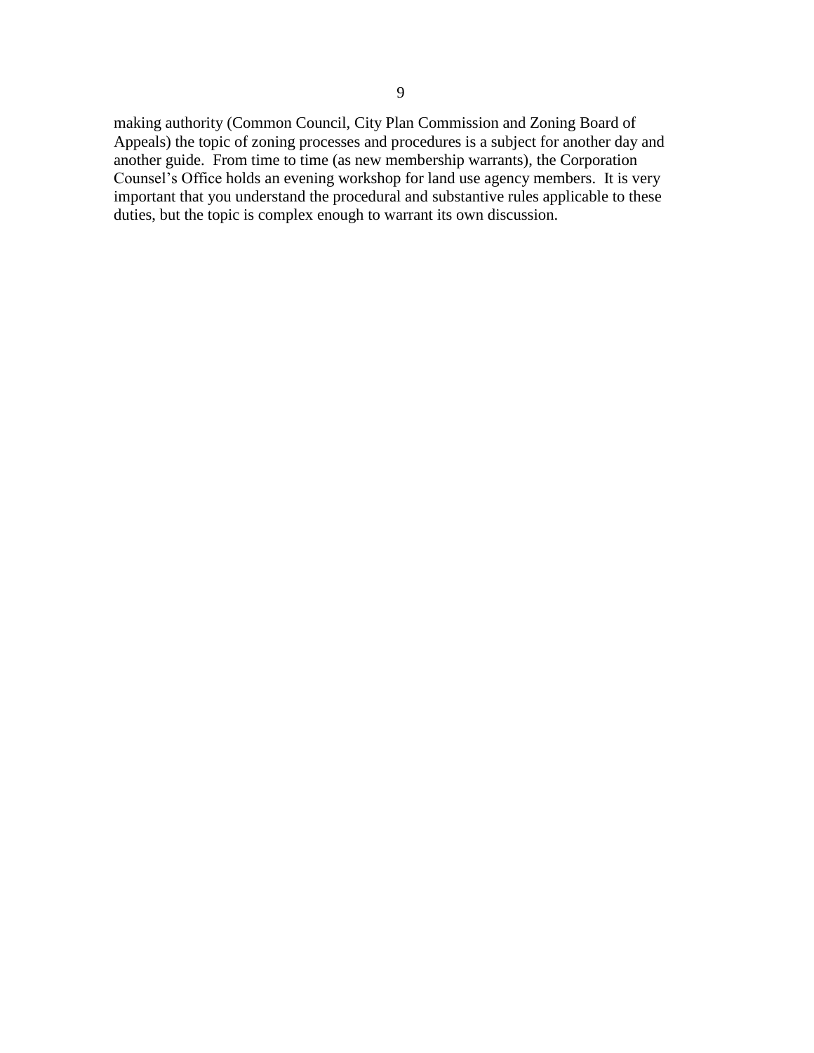making authority (Common Council, City Plan Commission and Zoning Board of Appeals) the topic of zoning processes and procedures is a subject for another day and another guide. From time to time (as new membership warrants), the Corporation Counsel's Office holds an evening workshop for land use agency members. It is very important that you understand the procedural and substantive rules applicable to these duties, but the topic is complex enough to warrant its own discussion.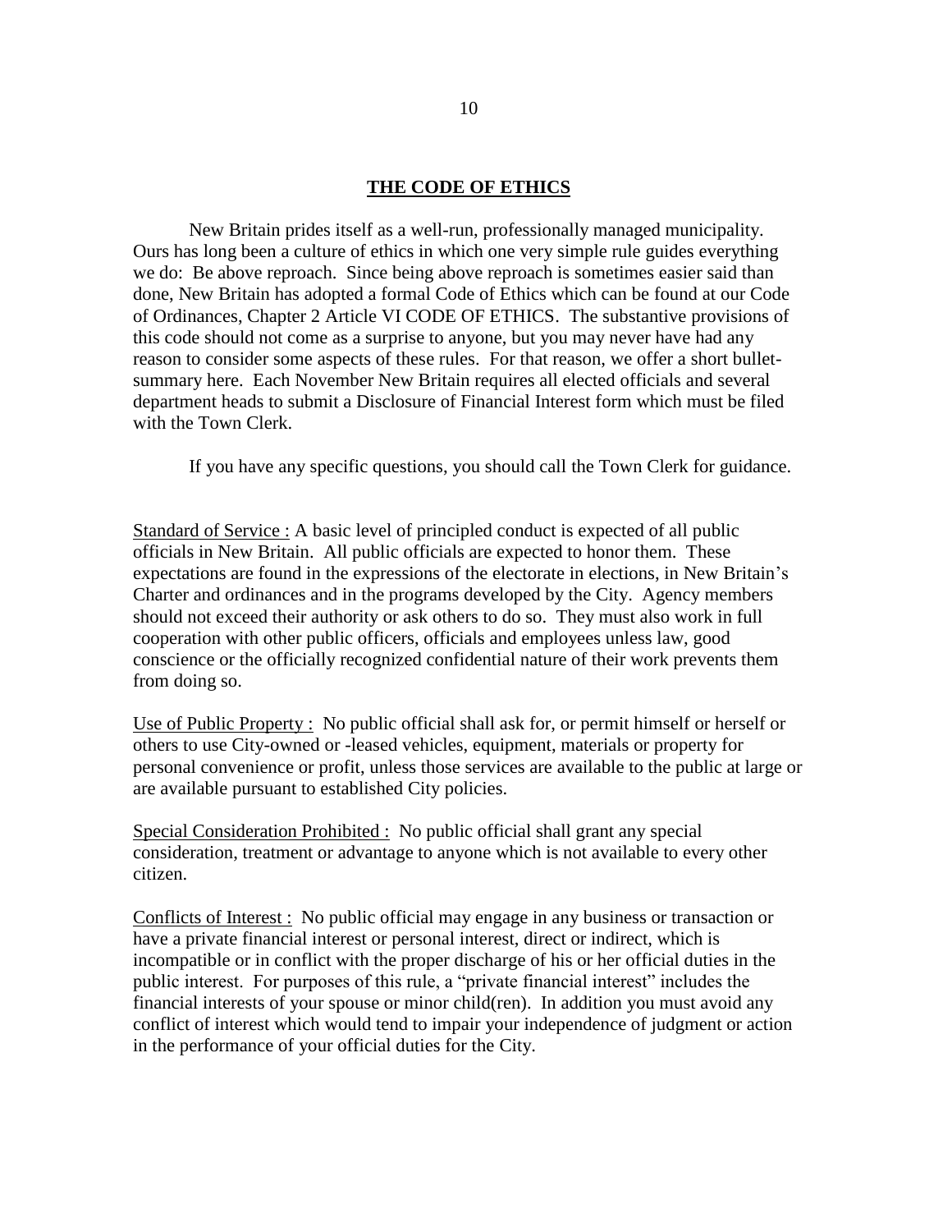## THE CODE OF ETHICS

New Britain prides itself as a well-run, professionally managed municipality. Ours has long been a culture of ethics in which one very simple rule guides everything we do: Be above reproach. Since being above reproach is sometimes easier said than done, New Britain has adopted a formal Code of Ethics which can be found at our Code of Ordinances, Chapter 2 Article VI CODE OF ETHICS. The substantive provisions of this code should not come as a surprise to anyone, but you may never have had any reason to consider some aspects of these rules. For that reason, we offer a short bullet-summary here. Each November New Britain requires all elected officials and several department heads to submit a Disclosure of Financial Interest form which must be filed with the Town Clerk.

If you have any specific questions, you should call the Town Clerk for guidance.

<u>Standard of Service :</u> A basic level of principled conduct is expected of all public officials in New Britain. All public officials are expected to honor them. These expectations are found in the expressions of the electorate in elections, in New Britain's Charter and ordinances and in the programs developed by the City. Agency members should not exceed their authority or ask others to do so. They must also work in full cooperation with other public officers, officials and employees unless law, good conscience or the officially recognized confidential nature of their work prevents them from doing so.

<u>Use of Public Property :</u> No public official shall ask for, or permit himself or herself or others to use City-owned or -leased vehicles, equipment, materials or property for personal convenience or profit, unless those services are available to the public at large or are available pursuant to established City policies.

<u>Special Consideration Prohibited :</u> No public official shall grant any special consideration, treatment or advantage to anyone which is not available to every other citizen.

<u>Conflicts of Interest :</u> No public official may engage in any business or transaction or have a private financial interest or personal interest, direct or indirect, which is incompatible or in conflict with the proper discharge of his or her official duties in the public interest. For purposes of this rule, a "private financial interest" includes the financial interests of your spouse or minor child(ren). In addition you must avoid any conflict of interest which would tend to impair your independence of judgment or action in the performance of your official duties for the City.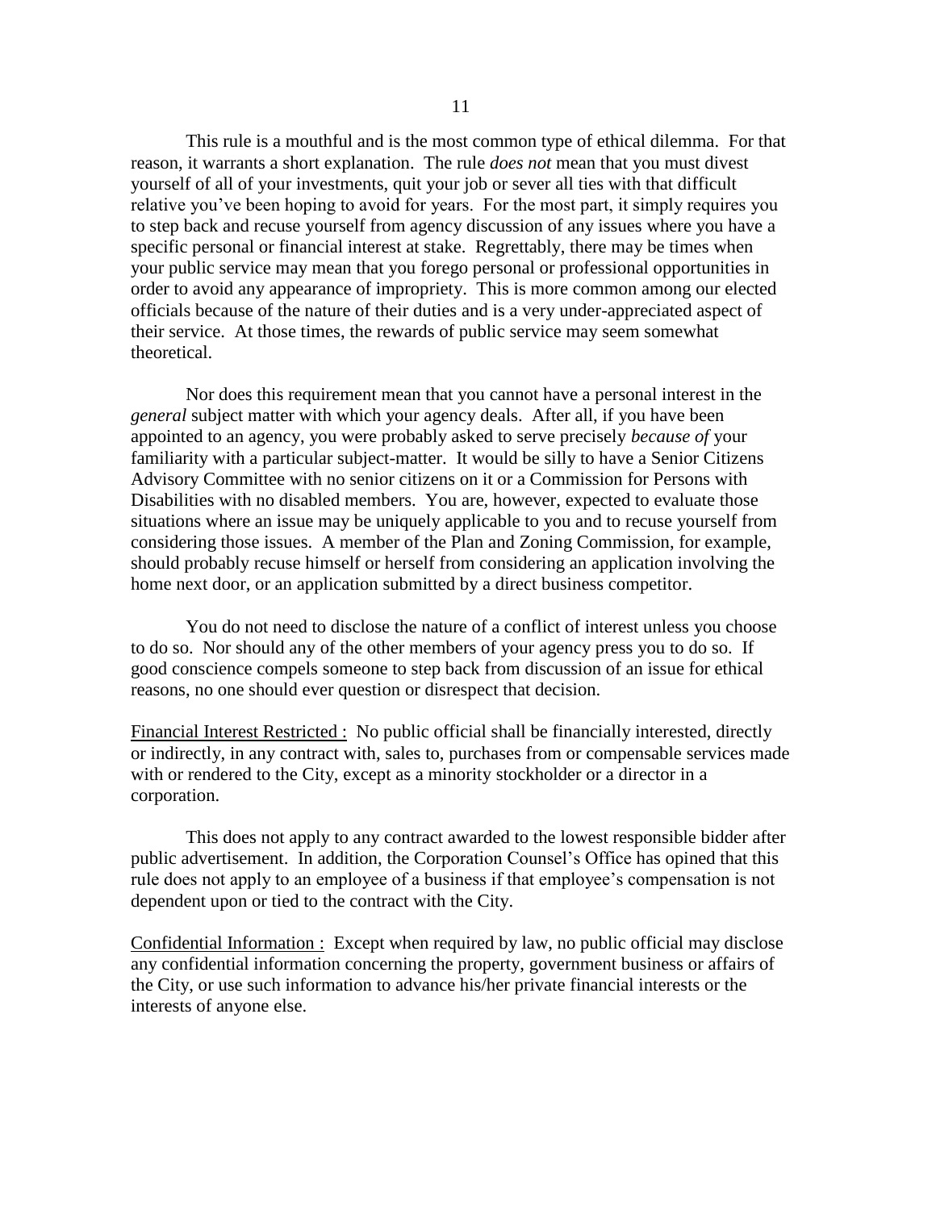This rule is a mouthful and is the most common type of ethical dilemma. For that reason, it warrants a short explanation. The rule *does not* mean that you must divest yourself of all of your investments, quit your job or sever all ties with that difficult relative you've been hoping to avoid for years. For the most part, it simply requires you to step back and recuse yourself from agency discussion of any issues where you have a specific personal or financial interest at stake. Regrettably, there may be times when your public service may mean that you forego personal or professional opportunities in order to avoid any appearance of impropriety. This is more common among our elected officials because of the nature of their duties and is a very under-appreciated aspect of their service. At those times, the rewards of public service may seem somewhat theoretical.

Nor does this requirement mean that you cannot have a personal interest in the *general* subject matter with which your agency deals. After all, if you have been appointed to an agency, you were probably asked to serve precisely *because of* your familiarity with a particular subject-matter. It would be silly to have a Senior Citizens Advisory Committee with no senior citizens on it or a Commission for Persons with Disabilities with no disabled members. You are, however, expected to evaluate those situations where an issue may be uniquely applicable to you and to recuse yourself from considering those issues. A member of the Plan and Zoning Commission, for example, should probably recuse himself or herself from considering an application involving the home next door, or an application submitted by a direct business competitor.

You do not need to disclose the nature of a conflict of interest unless you choose to do so. Nor should any of the other members of your agency press you to do so. If good conscience compels someone to step back from discussion of an issue for ethical reasons, no one should ever question or disrespect that decision.

<u>Financial Interest Restricted :</u> No public official shall be financially interested, directly or indirectly, in any contract with, sales to, purchases from or compensable services made with or rendered to the City, except as a minority stockholder or a director in a corporation.

This does not apply to any contract awarded to the lowest responsible bidder after public advertisement. In addition, the Corporation Counsel's Office has opined that this rule does not apply to an employee of a business if that employee's compensation is not dependent upon or tied to the contract with the City.

<u>Confidential Information :</u> Except when required by law, no public official may disclose any confidential information concerning the property, government business or affairs of the City, or use such information to advance his/her private financial interests or the interests of anyone else.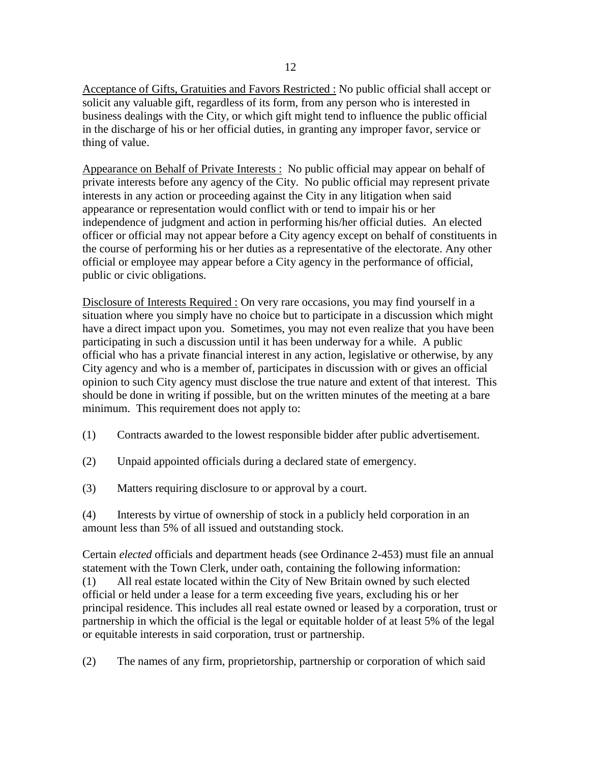<u>Acceptance of Gifts, Gratuities and Favors Restricted :</u> No public official shall accept or solicit any valuable gift, regardless of its form, from any person who is interested in business dealings with the City, or which gift might tend to influence the public official in the discharge of his or her official duties, in granting any improper favor, service or thing of value.

<u>Appearance on Behalf of Private Interests :</u> No public official may appear on behalf of private interests before any agency of the City. No public official may represent private interests in any action or proceeding against the City in any litigation when said appearance or representation would conflict with or tend to impair his or her independence of judgment and action in performing his/her official duties. An elected officer or official may not appear before a City agency except on behalf of constituents in the course of performing his or her duties as a representative of the electorate. Any other official or employee may appear before a City agency in the performance of official, public or civic obligations.

<u>Disclosure of Interests Required :</u> On very rare occasions, you may find yourself in a situation where you simply have no choice but to participate in a discussion which might have a direct impact upon you. Sometimes, you may not even realize that you have been participating in such a discussion until it has been underway for a while. A public official who has a private financial interest in any action, legislative or otherwise, by any City agency and who is a member of, participates in discussion with or gives an official opinion to such City agency must disclose the true nature and extent of that interest. This should be done in writing if possible, but on the written minutes of the meeting at a bare minimum. This requirement does not apply to:

(1) Contracts awarded to the lowest responsible bidder after public advertisement.

(2) Unpaid appointed officials during a declared state of emergency.

(3) Matters requiring disclosure to or approval by a court.

(4) Interests by virtue of ownership of stock in a publicly held corporation in an amount less than 5% of all issued and outstanding stock.

Certain *elected* officials and department heads (see Ordinance 2-453) must file an annual statement with the Town Clerk, under oath, containing the following information:

(1) All real estate located within the City of New Britain owned by such elected official or held under a lease for a term exceeding five years, excluding his or her principal residence. This includes all real estate owned or leased by a corporation, trust or partnership in which the official is the legal or equitable holder of at least 5% of the legal or equitable interests in said corporation, trust or partnership.

(2) The names of any firm, proprietorship, partnership or corporation of which said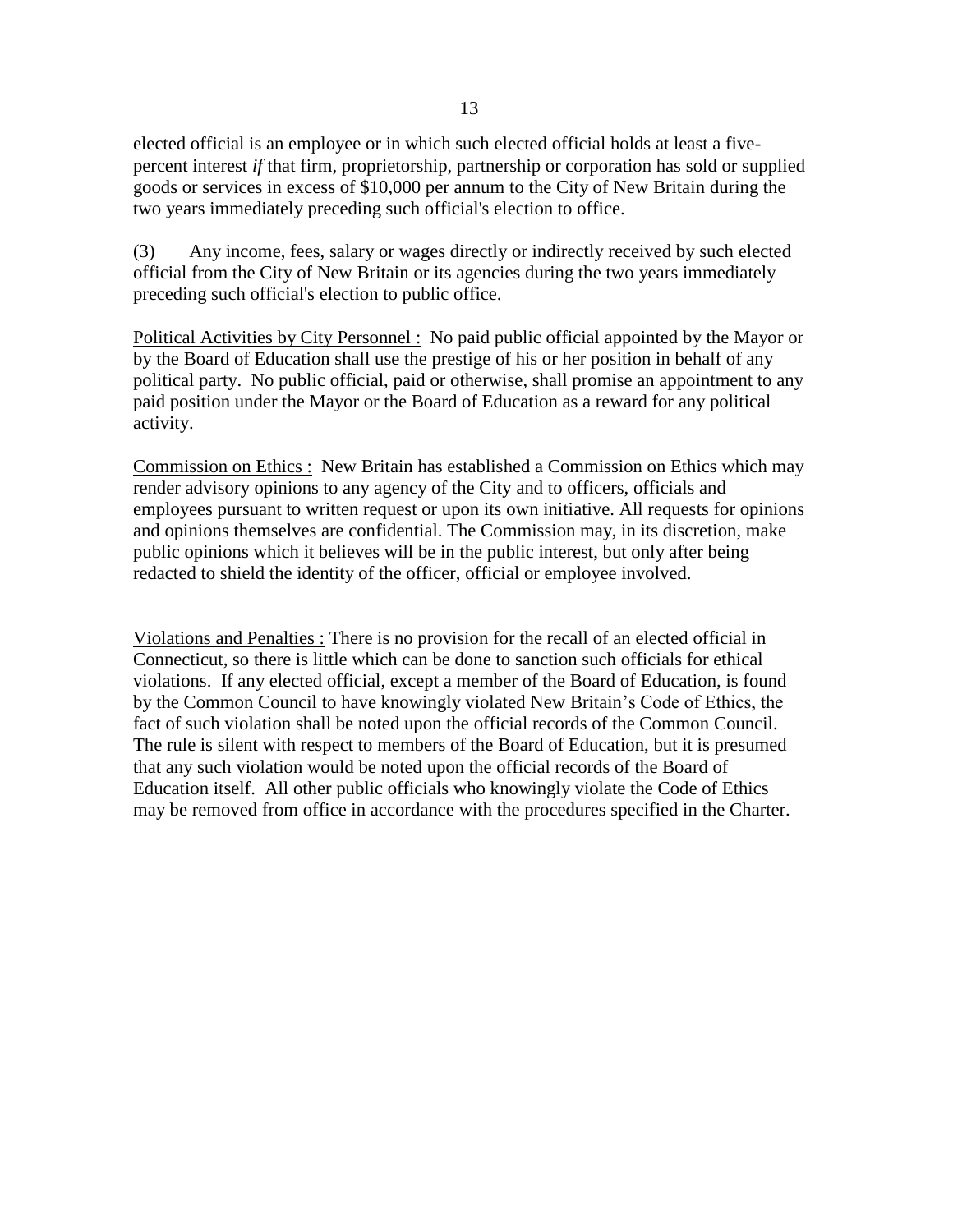elected official is an employee or in which such elected official holds at least a five-percent interest *if* that firm, proprietorship, partnership or corporation has sold or supplied goods or services in excess of $10,000 per annum to the City of New Britain during the two years immediately preceding such official's election to office.

(3) Any income, fees, salary or wages directly or indirectly received by such elected official from the City of New Britain or its agencies during the two years immediately preceding such official's election to public office.

<u>Political Activities by City Personnel :</u> No paid public official appointed by the Mayor or by the Board of Education shall use the prestige of his or her position in behalf of any political party. No public official, paid or otherwise, shall promise an appointment to any paid position under the Mayor or the Board of Education as a reward for any political activity.

<u>Commission on Ethics :</u> New Britain has established a Commission on Ethics which may render advisory opinions to any agency of the City and to officers, officials and employees pursuant to written request or upon its own initiative. All requests for opinions and opinions themselves are confidential. The Commission may, in its discretion, make public opinions which it believes will be in the public interest, but only after being redacted to shield the identity of the officer, official or employee involved.

<u>Violations and Penalties :</u> There is no provision for the recall of an elected official in Connecticut, so there is little which can be done to sanction such officials for ethical violations. If any elected official, except a member of the Board of Education, is found by the Common Council to have knowingly violated New Britain's Code of Ethics, the fact of such violation shall be noted upon the official records of the Common Council. The rule is silent with respect to members of the Board of Education, but it is presumed that any such violation would be noted upon the official records of the Board of Education itself. All other public officials who knowingly violate the Code of Ethics may be removed from office in accordance with the procedures specified in the Charter.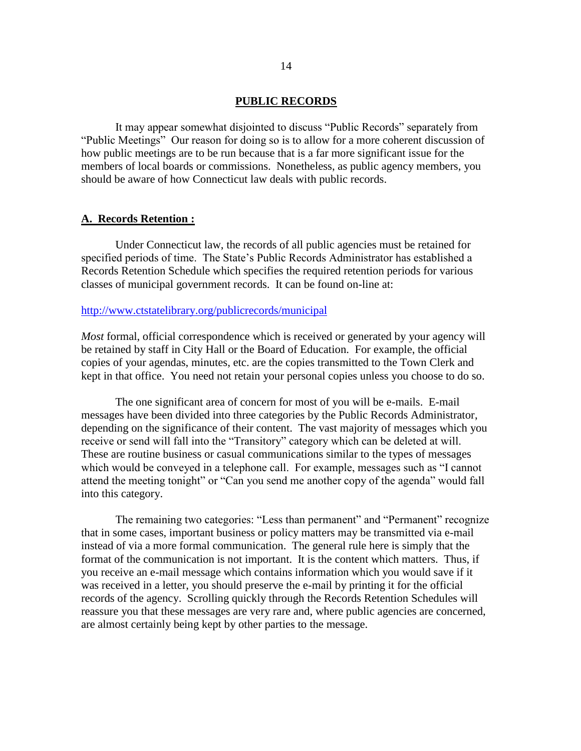## PUBLIC RECORDS

It may appear somewhat disjointed to discuss "Public Records" separately from "Public Meetings" Our reason for doing so is to allow for a more coherent discussion of how public meetings are to be run because that is a far more significant issue for the members of local boards or commissions. Nonetheless, as public agency members, you should be aware of how Connecticut law deals with public records.

### A. Records Retention :

Under Connecticut law, the records of all public agencies must be retained for specified periods of time. The State's Public Records Administrator has established a Records Retention Schedule which specifies the required retention periods for various classes of municipal government records. It can be found on-line at:

http://www.ctstatelibrary.org/publicrecords/municipal

*Most* formal, official correspondence which is received or generated by your agency will be retained by staff in City Hall or the Board of Education. For example, the official copies of your agendas, minutes, etc. are the copies transmitted to the Town Clerk and kept in that office. You need not retain your personal copies unless you choose to do so.

The one significant area of concern for most of you will be e-mails. E-mail messages have been divided into three categories by the Public Records Administrator, depending on the significance of their content. The vast majority of messages which you receive or send will fall into the "Transitory" category which can be deleted at will. These are routine business or casual communications similar to the types of messages which would be conveyed in a telephone call. For example, messages such as "I cannot attend the meeting tonight" or "Can you send me another copy of the agenda" would fall into this category.

The remaining two categories: "Less than permanent" and "Permanent" recognize that in some cases, important business or policy matters may be transmitted via e-mail instead of via a more formal communication. The general rule here is simply that the format of the communication is not important. It is the content which matters. Thus, if you receive an e-mail message which contains information which you would save if it was received in a letter, you should preserve the e-mail by printing it for the official records of the agency. Scrolling quickly through the Records Retention Schedules will reassure you that these messages are very rare and, where public agencies are concerned, are almost certainly being kept by other parties to the message.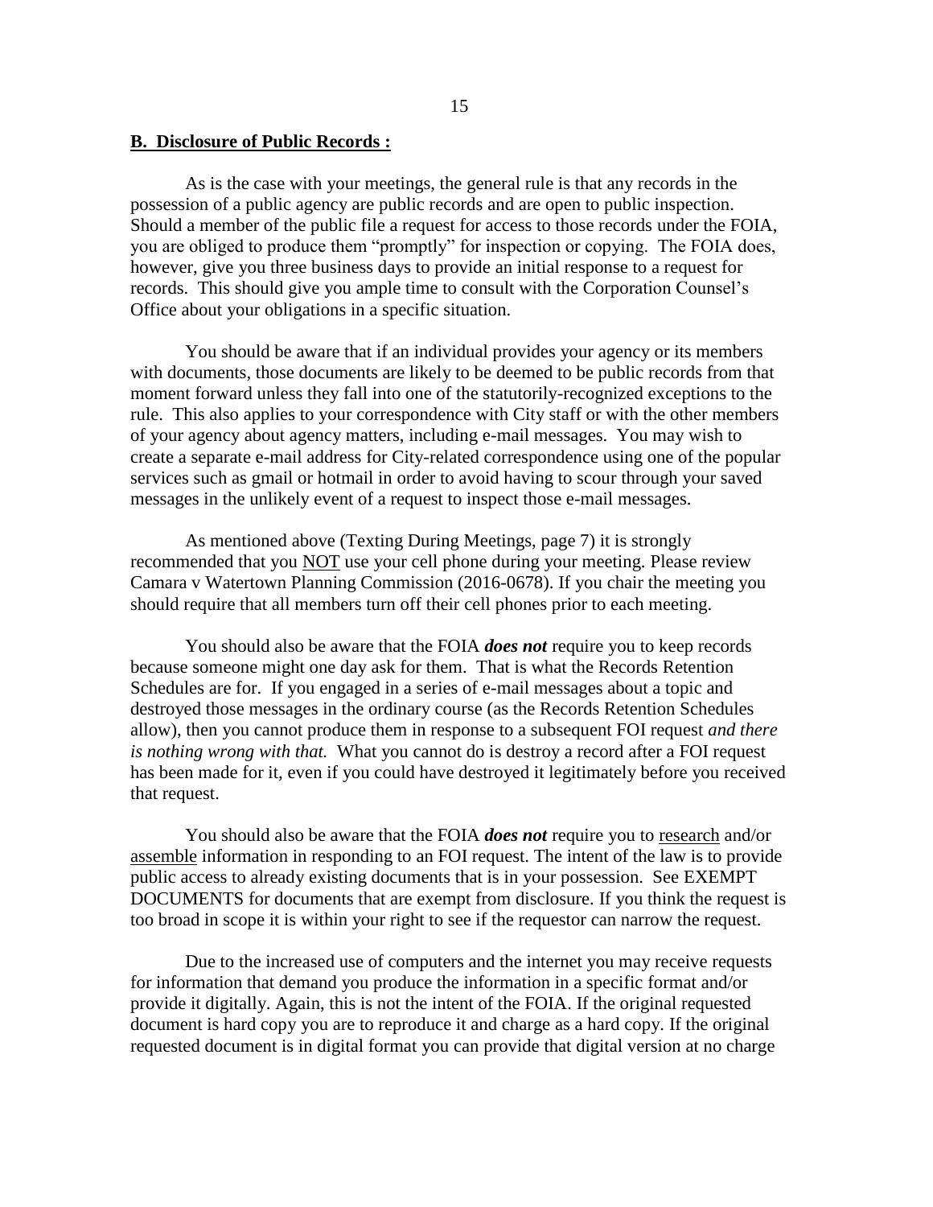## **B. Disclosure of Public Records :**

As is the case with your meetings, the general rule is that any records in the possession of a public agency are public records and are open to public inspection. Should a member of the public file a request for access to those records under the FOIA, you are obliged to produce them "promptly" for inspection or copying. The FOIA does, however, give you three business days to provide an initial response to a request for records. This should give you ample time to consult with the Corporation Counsel's Office about your obligations in a specific situation.

You should be aware that if an individual provides your agency or its members with documents, those documents are likely to be deemed to be public records from that moment forward unless they fall into one of the statutorily-recognized exceptions to the rule. This also applies to your correspondence with City staff or with the other members of your agency about agency matters, including e-mail messages. You may wish to create a separate e-mail address for City-related correspondence using one of the popular services such as gmail or hotmail in order to avoid having to scour through your saved messages in the unlikely event of a request to inspect those e-mail messages.

As mentioned above (Texting During Meetings, page 7) it is strongly recommended that you <u>NOT</u> use your cell phone during your meeting. Please review Camara v Watertown Planning Commission (2016-0678). If you chair the meeting you should require that all members turn off their cell phones prior to each meeting.

You should also be aware that the FOIA ***does not*** require you to keep records because someone might one day ask for them. That is what the Records Retention Schedules are for. If you engaged in a series of e-mail messages about a topic and destroyed those messages in the ordinary course (as the Records Retention Schedules allow), then you cannot produce them in response to a subsequent FOI request *and there is nothing wrong with that.* What you cannot do is destroy a record after a FOI request has been made for it, even if you could have destroyed it legitimately before you received that request.

You should also be aware that the FOIA ***does not*** require you to <u>research</u> and/or <u>assemble</u> information in responding to an FOI request. The intent of the law is to provide public access to already existing documents that is in your possession. See EXEMPT DOCUMENTS for documents that are exempt from disclosure. If you think the request is too broad in scope it is within your right to see if the requestor can narrow the request.

Due to the increased use of computers and the internet you may receive requests for information that demand you produce the information in a specific format and/or provide it digitally. Again, this is not the intent of the FOIA. If the original requested document is hard copy you are to reproduce it and charge as a hard copy. If the original requested document is in digital format you can provide that digital version at no charge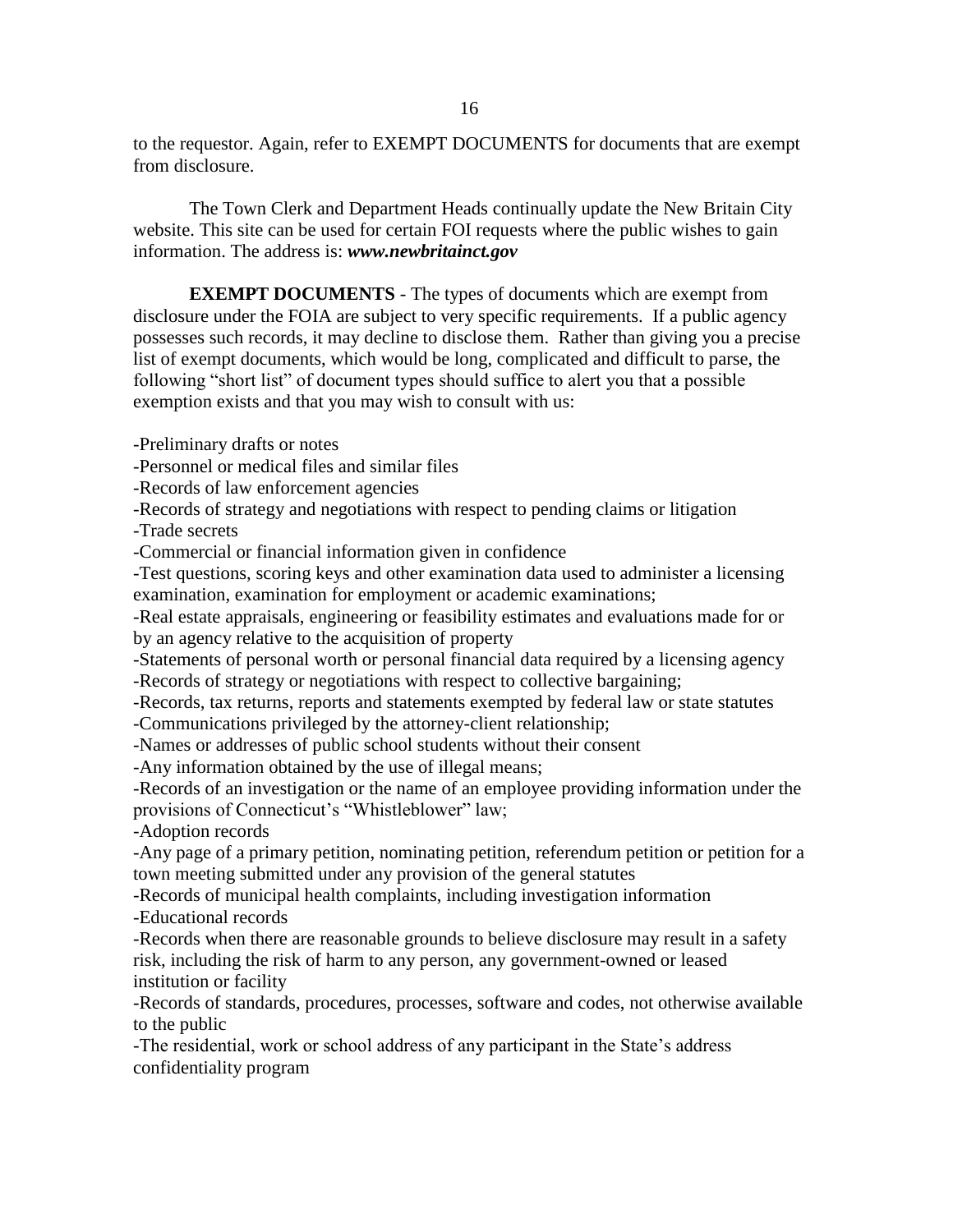to the requestor. Again, refer to EXEMPT DOCUMENTS for documents that are exempt from disclosure.

The Town Clerk and Department Heads continually update the New Britain City website. This site can be used for certain FOI requests where the public wishes to gain information. The address is: ***www.newbritainct.gov***

**EXEMPT DOCUMENTS** - The types of documents which are exempt from disclosure under the FOIA are subject to very specific requirements. If a public agency possesses such records, it may decline to disclose them. Rather than giving you a precise list of exempt documents, which would be long, complicated and difficult to parse, the following "short list" of document types should suffice to alert you that a possible exemption exists and that you may wish to consult with us:

-Preliminary drafts or notes
-Personnel or medical files and similar files
-Records of law enforcement agencies
-Records of strategy and negotiations with respect to pending claims or litigation
-Trade secrets
-Commercial or financial information given in confidence
-Test questions, scoring keys and other examination data used to administer a licensing examination, examination for employment or academic examinations;
-Real estate appraisals, engineering or feasibility estimates and evaluations made for or by an agency relative to the acquisition of property
-Statements of personal worth or personal financial data required by a licensing agency
-Records of strategy or negotiations with respect to collective bargaining;
-Records, tax returns, reports and statements exempted by federal law or state statutes
-Communications privileged by the attorney-client relationship;
-Names or addresses of public school students without their consent
-Any information obtained by the use of illegal means;
-Records of an investigation or the name of an employee providing information under the provisions of Connecticut's "Whistleblower" law;
-Adoption records
-Any page of a primary petition, nominating petition, referendum petition or petition for a town meeting submitted under any provision of the general statutes
-Records of municipal health complaints, including investigation information
-Educational records
-Records when there are reasonable grounds to believe disclosure may result in a safety risk, including the risk of harm to any person, any government-owned or leased institution or facility
-Records of standards, procedures, processes, software and codes, not otherwise available to the public
-The residential, work or school address of any participant in the State's address confidentiality program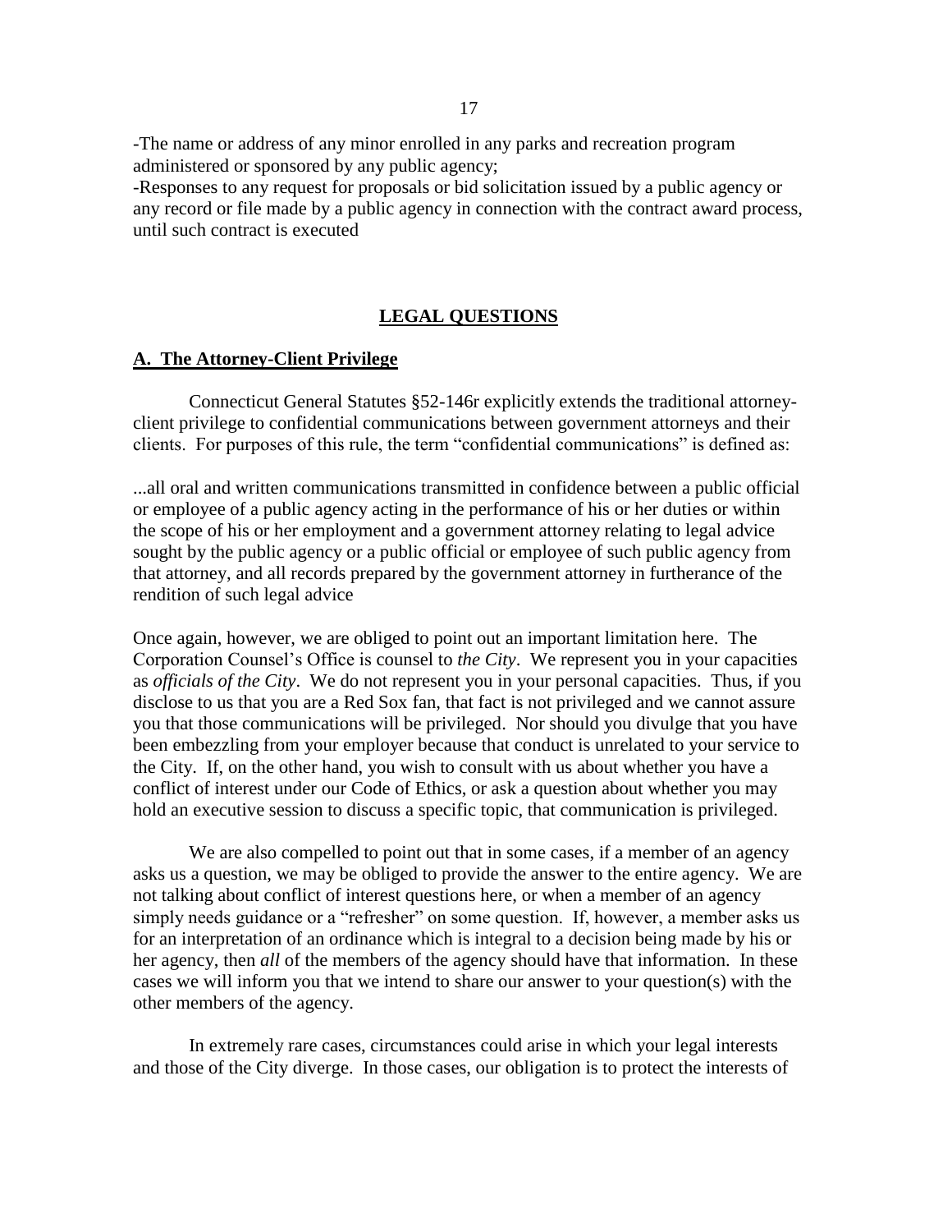-The name or address of any minor enrolled in any parks and recreation program administered or sponsored by any public agency;
-Responses to any request for proposals or bid solicitation issued by a public agency or any record or file made by a public agency in connection with the contract award process, until such contract is executed

## LEGAL QUESTIONS

### A. The Attorney-Client Privilege

Connecticut General Statutes §52-146r explicitly extends the traditional attorney-client privilege to confidential communications between government attorneys and their clients. For purposes of this rule, the term "confidential communications" is defined as:

...all oral and written communications transmitted in confidence between a public official or employee of a public agency acting in the performance of his or her duties or within the scope of his or her employment and a government attorney relating to legal advice sought by the public agency or a public official or employee of such public agency from that attorney, and all records prepared by the government attorney in furtherance of the rendition of such legal advice

Once again, however, we are obliged to point out an important limitation here. The Corporation Counsel's Office is counsel to *the City*. We represent you in your capacities as *officials of the City*. We do not represent you in your personal capacities. Thus, if you disclose to us that you are a Red Sox fan, that fact is not privileged and we cannot assure you that those communications will be privileged. Nor should you divulge that you have been embezzling from your employer because that conduct is unrelated to your service to the City. If, on the other hand, you wish to consult with us about whether you have a conflict of interest under our Code of Ethics, or ask a question about whether you may hold an executive session to discuss a specific topic, that communication is privileged.

We are also compelled to point out that in some cases, if a member of an agency asks us a question, we may be obliged to provide the answer to the entire agency. We are not talking about conflict of interest questions here, or when a member of an agency simply needs guidance or a "refresher" on some question. If, however, a member asks us for an interpretation of an ordinance which is integral to a decision being made by his or her agency, then *all* of the members of the agency should have that information. In these cases we will inform you that we intend to share our answer to your question(s) with the other members of the agency.

In extremely rare cases, circumstances could arise in which your legal interests and those of the City diverge. In those cases, our obligation is to protect the interests of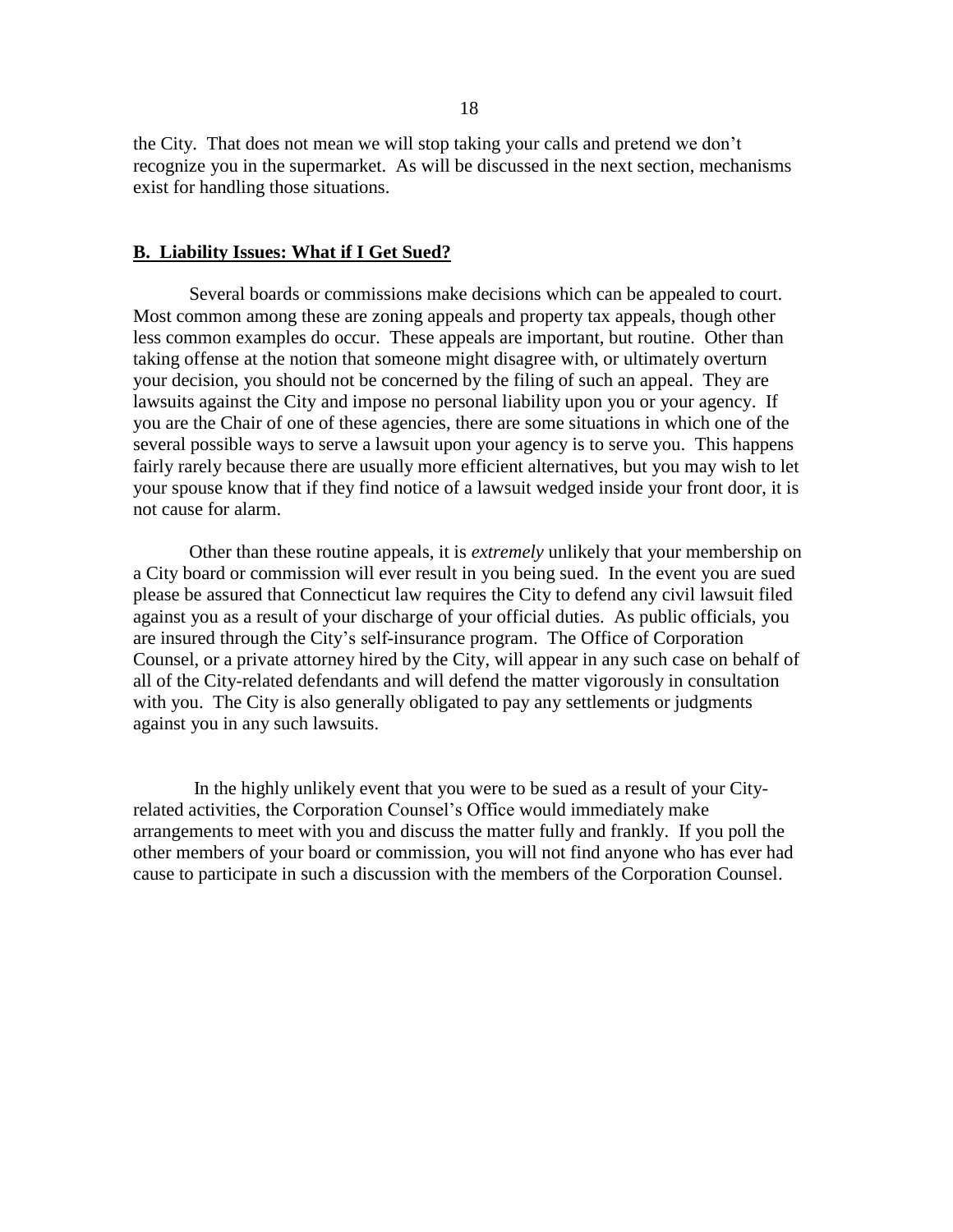the City. That does not mean we will stop taking your calls and pretend we don't recognize you in the supermarket. As will be discussed in the next section, mechanisms exist for handling those situations.

## B. Liability Issues: What if I Get Sued?

Several boards or commissions make decisions which can be appealed to court. Most common among these are zoning appeals and property tax appeals, though other less common examples do occur. These appeals are important, but routine. Other than taking offense at the notion that someone might disagree with, or ultimately overturn your decision, you should not be concerned by the filing of such an appeal. They are lawsuits against the City and impose no personal liability upon you or your agency. If you are the Chair of one of these agencies, there are some situations in which one of the several possible ways to serve a lawsuit upon your agency is to serve you. This happens fairly rarely because there are usually more efficient alternatives, but you may wish to let your spouse know that if they find notice of a lawsuit wedged inside your front door, it is not cause for alarm.

Other than these routine appeals, it is *extremely* unlikely that your membership on a City board or commission will ever result in you being sued. In the event you are sued please be assured that Connecticut law requires the City to defend any civil lawsuit filed against you as a result of your discharge of your official duties. As public officials, you are insured through the City's self-insurance program. The Office of Corporation Counsel, or a private attorney hired by the City, will appear in any such case on behalf of all of the City-related defendants and will defend the matter vigorously in consultation with you. The City is also generally obligated to pay any settlements or judgments against you in any such lawsuits.

In the highly unlikely event that you were to be sued as a result of your City-related activities, the Corporation Counsel's Office would immediately make arrangements to meet with you and discuss the matter fully and frankly. If you poll the other members of your board or commission, you will not find anyone who has ever had cause to participate in such a discussion with the members of the Corporation Counsel.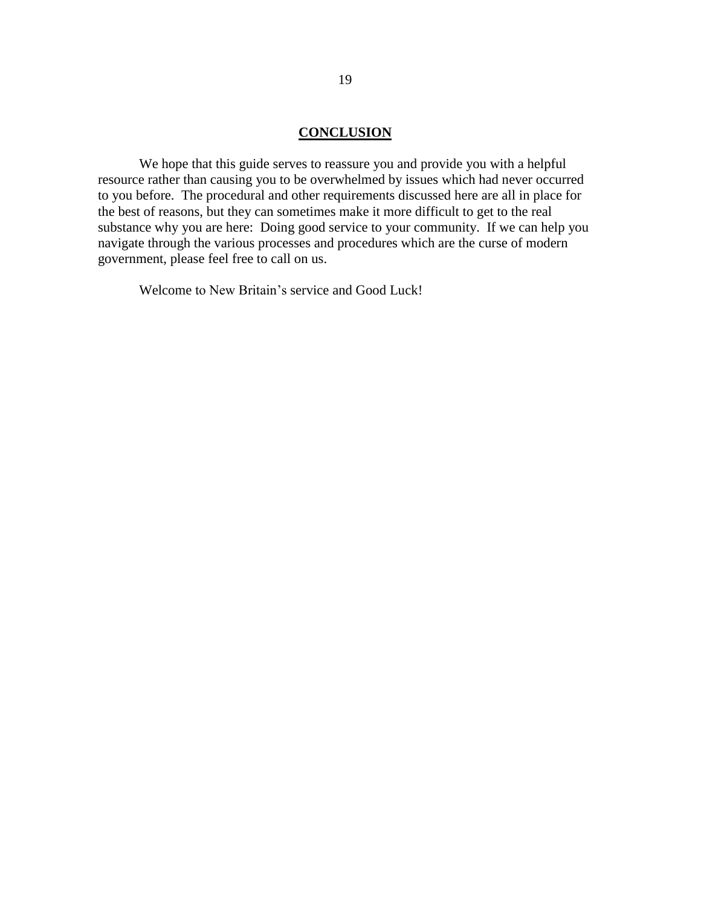## **CONCLUSION**

We hope that this guide serves to reassure you and provide you with a helpful resource rather than causing you to be overwhelmed by issues which had never occurred to you before. The procedural and other requirements discussed here are all in place for the best of reasons, but they can sometimes make it more difficult to get to the real substance why you are here: Doing good service to your community. If we can help you navigate through the various processes and procedures which are the curse of modern government, please feel free to call on us.

Welcome to New Britain's service and Good Luck!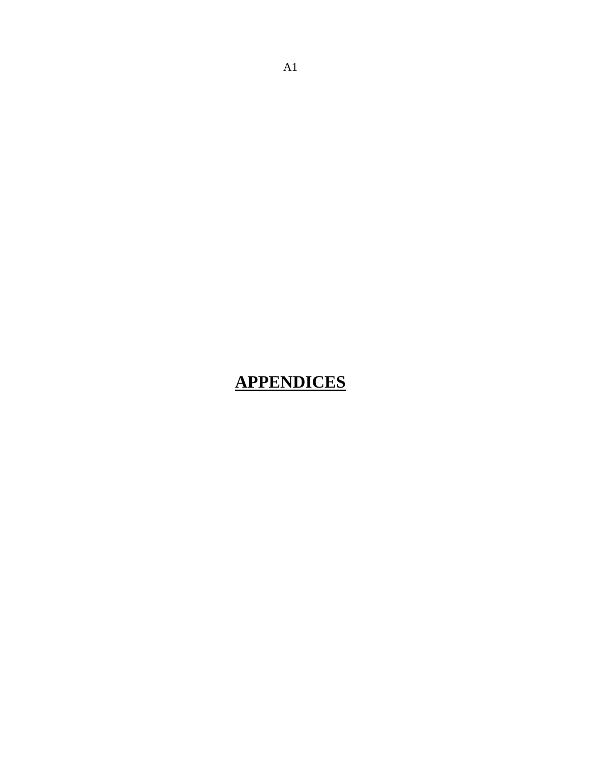# APPENDICES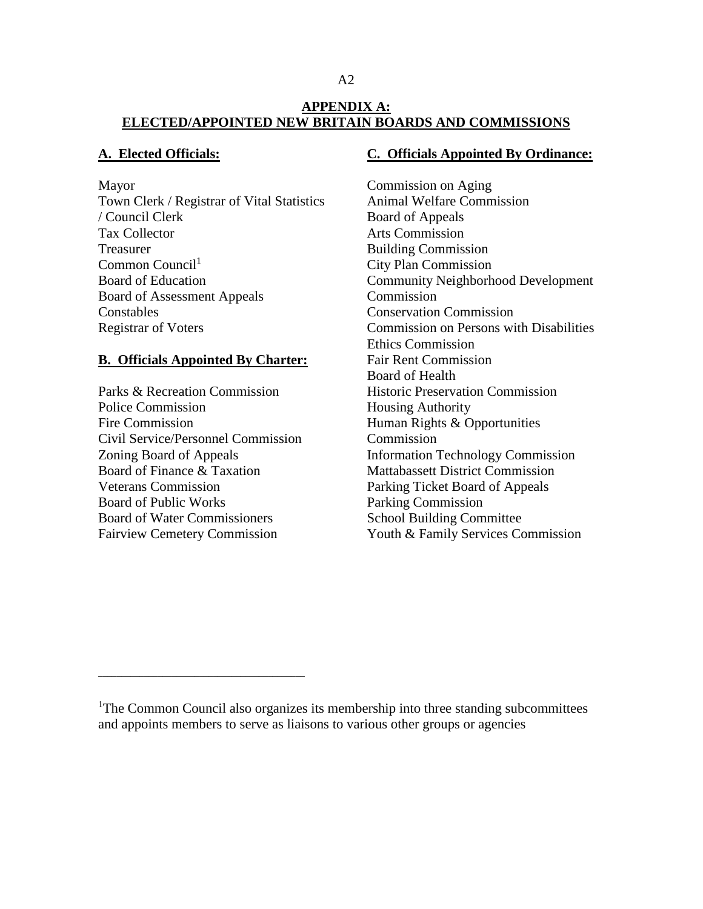## APPENDIX A: ELECTED/APPOINTED NEW BRITAIN BOARDS AND COMMISSIONS

### A. Elected Officials:

Mayor
Town Clerk / Registrar of Vital Statistics / Council Clerk
Tax Collector
Treasurer
Common Council[1]
Board of Education
Board of Assessment Appeals
Constables
Registrar of Voters

### B. Officials Appointed By Charter:

Parks & Recreation Commission
Police Commission
Fire Commission
Civil Service/Personnel Commission
Zoning Board of Appeals
Board of Finance & Taxation
Veterans Commission
Board of Public Works
Board of Water Commissioners
Fairview Cemetery Commission

### C. Officials Appointed By Ordinance:

Commission on Aging
Animal Welfare Commission
Board of Appeals
Arts Commission
Building Commission
City Plan Commission
Community Neighborhood Development Commission
Conservation Commission
Commission on Persons with Disabilities
Ethics Commission
Fair Rent Commission
Board of Health
Historic Preservation Commission
Housing Authority
Human Rights & Opportunities Commission
Information Technology Commission
Mattabassett District Commission
Parking Ticket Board of Appeals
Parking Commission
School Building Committee
Youth & Family Services Commission

---

[1]The Common Council also organizes its membership into three standing subcommittees and appoints members to serve as liaisons to various other groups or agencies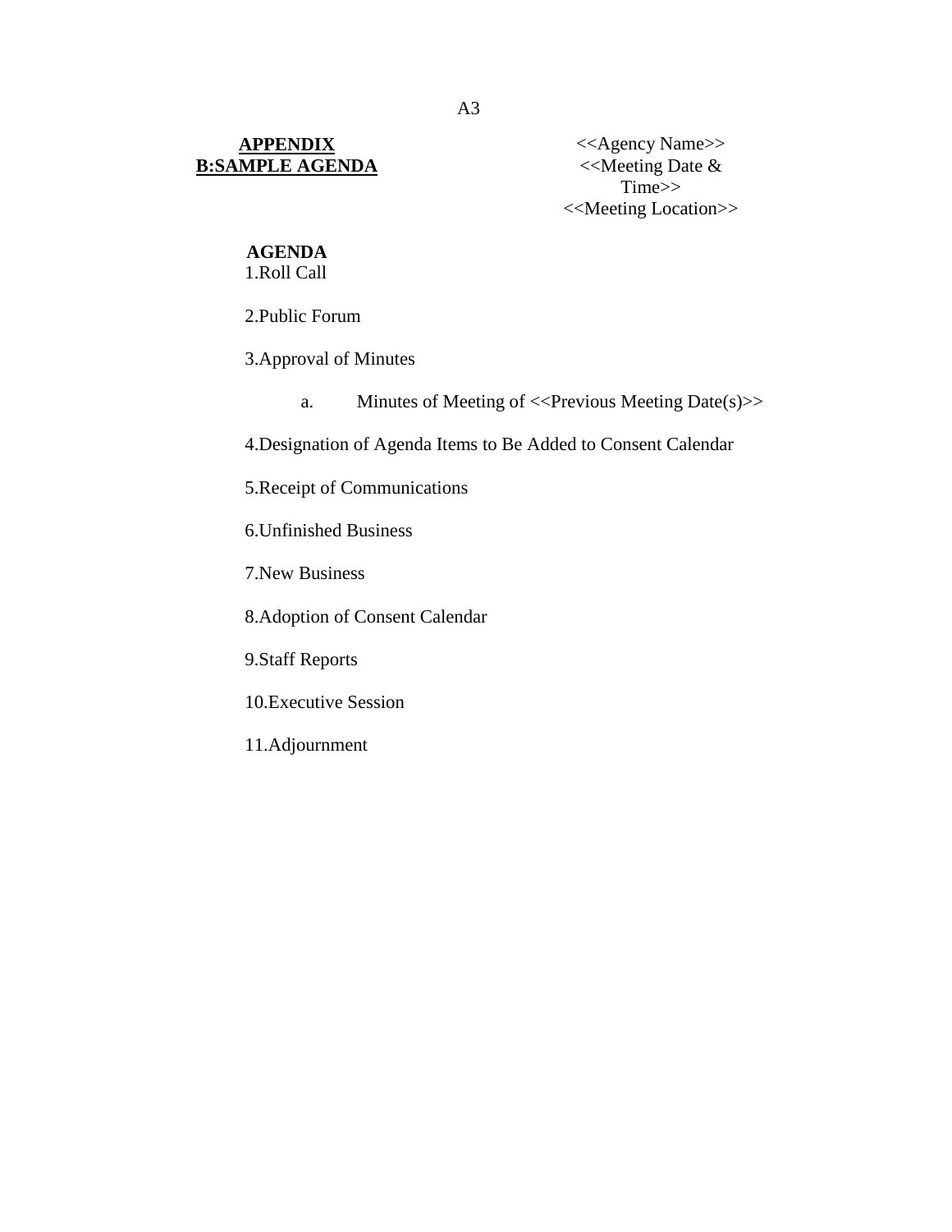## APPENDIX B:SAMPLE AGENDA

<<Agency Name>>
<<Meeting Date & Time>>
<<Meeting Location>>

**AGENDA**

1. Roll Call
2. Public Forum
3. Approval of Minutes
    a. Minutes of Meeting of <<Previous Meeting Date(s)>>
4. Designation of Agenda Items to Be Added to Consent Calendar
5. Receipt of Communications
6. Unfinished Business
7. New Business
8. Adoption of Consent Calendar
9. Staff Reports
10. Executive Session
11. Adjournment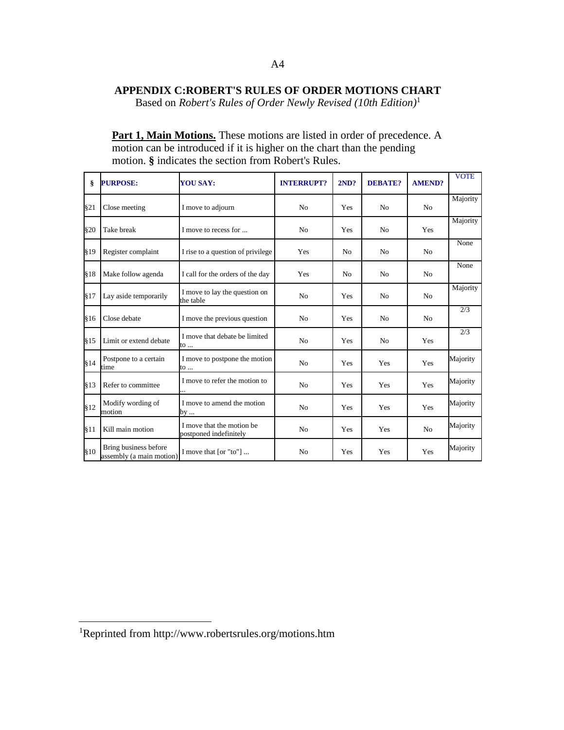## APPENDIX C:ROBERT'S RULES OF ORDER MOTIONS CHART

Based on *Robert's Rules of Order Newly Revised (10th Edition)*[1]

**Part 1, Main Motions.** These motions are listed in order of precedence. A motion can be introduced if it is higher on the chart than the pending motion. **§** indicates the section from Robert's Rules.

| § | PURPOSE: | YOU SAY: | INTERRUPT? | 2ND? | DEBATE? | AMEND? | VOTE |
|---|---|---|---|---|---|---|---|
| §21 | Close meeting | I move to adjourn | No | Yes | No | No | Majority |
| §20 | Take break | I move to recess for ... | No | Yes | No | Yes | Majority |
| §19 | Register complaint | I rise to a question of privilege | Yes | No | No | No | None |
| §18 | Make follow agenda | I call for the orders of the day | Yes | No | No | No | None |
| §17 | Lay aside temporarily | I move to lay the question on the table | No | Yes | No | No | Majority |
| §16 | Close debate | I move the previous question | No | Yes | No | No | 2/3 |
| §15 | Limit or extend debate | I move that debate be limited to ... | No | Yes | No | Yes | 2/3 |
| §14 | Postpone to a certain time | I move to postpone the motion to ... | No | Yes | Yes | Yes | Majority |
| §13 | Refer to committee | I move to refer the motion to ... | No | Yes | Yes | Yes | Majority |
| §12 | Modify wording of motion | I move to amend the motion by ... | No | Yes | Yes | Yes | Majority |
| §11 | Kill main motion | I move that the motion be postponed indefinitely | No | Yes | Yes | No | Majority |
| §10 | Bring business before assembly (a main motion) | I move that [or "to"] ... | No | Yes | Yes | Yes | Majority |

[1]Reprinted from http://www.robertsrules.org/motions.htm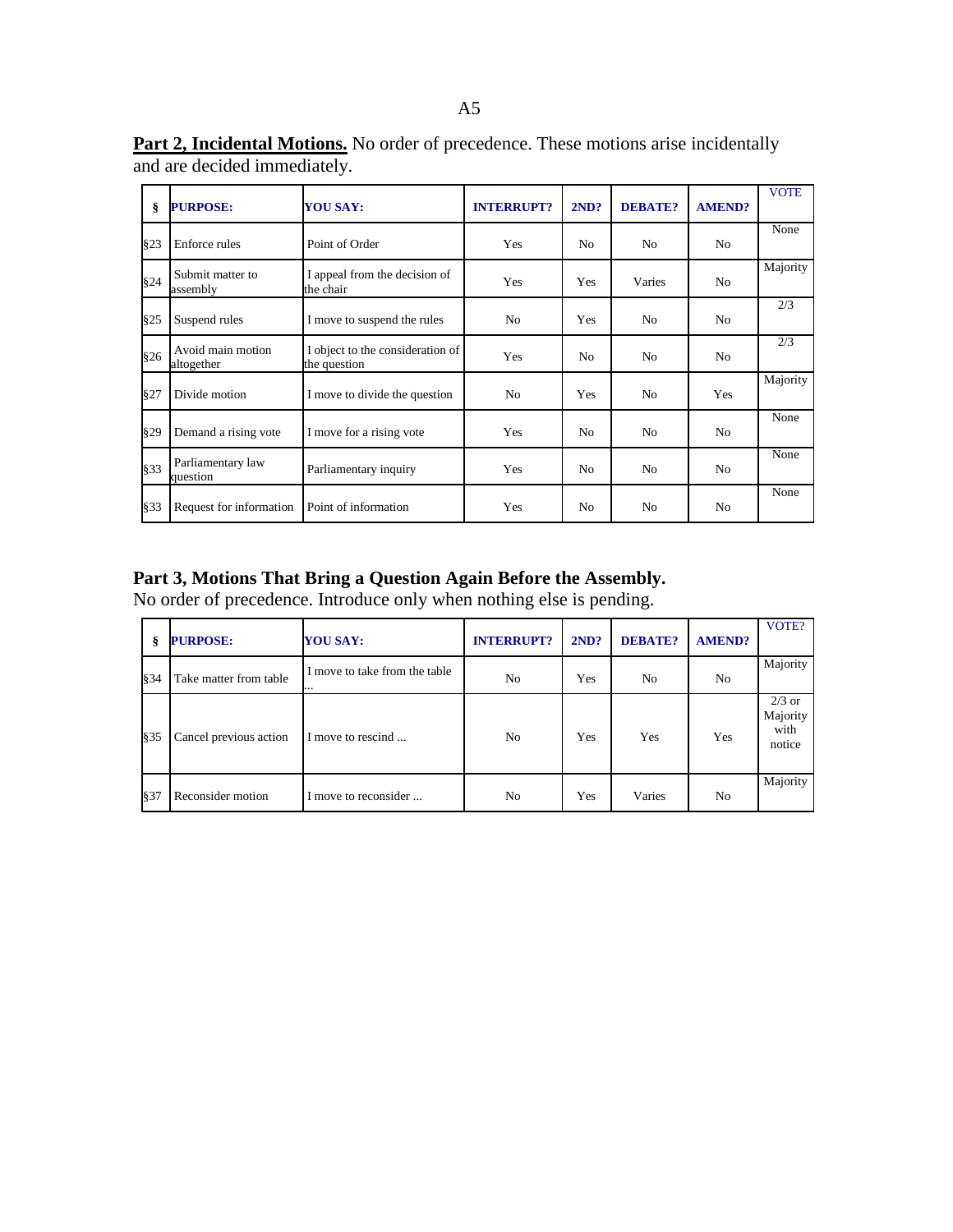**Part 2, Incidental Motions.** No order of precedence. These motions arise incidentally and are decided immediately.

| § | PURPOSE: | YOU SAY: | INTERRUPT? | 2ND? | DEBATE? | AMEND? | VOTE |
|---|---|---|---|---|---|---|---|
| §23 | Enforce rules | Point of Order | Yes | No | No | No | None |
| §24 | Submit matter to assembly | I appeal from the decision of the chair | Yes | Yes | Varies | No | Majority |
| §25 | Suspend rules | I move to suspend the rules | No | Yes | No | No | 2/3 |
| §26 | Avoid main motion altogether | I object to the consideration of the question | Yes | No | No | No | 2/3 |
| §27 | Divide motion | I move to divide the question | No | Yes | No | Yes | Majority |
| §29 | Demand a rising vote | I move for a rising vote | Yes | No | No | No | None |
| §33 | Parliamentary law question | Parliamentary inquiry | Yes | No | No | No | None |
| §33 | Request for information | Point of information | Yes | No | No | No | None |

**Part 3, Motions That Bring a Question Again Before the Assembly.**
No order of precedence. Introduce only when nothing else is pending.

| § | PURPOSE: | YOU SAY: | INTERRUPT? | 2ND? | DEBATE? | AMEND? | VOTE? |
|---|---|---|---|---|---|---|---|
| §34 | Take matter from table | I move to take from the table ... | No | Yes | No | No | Majority |
| §35 | Cancel previous action | I move to rescind ... | No | Yes | Yes | Yes | 2/3 or Majority with notice |
| §37 | Reconsider motion | I move to reconsider ... | No | Yes | Varies | No | Majority |